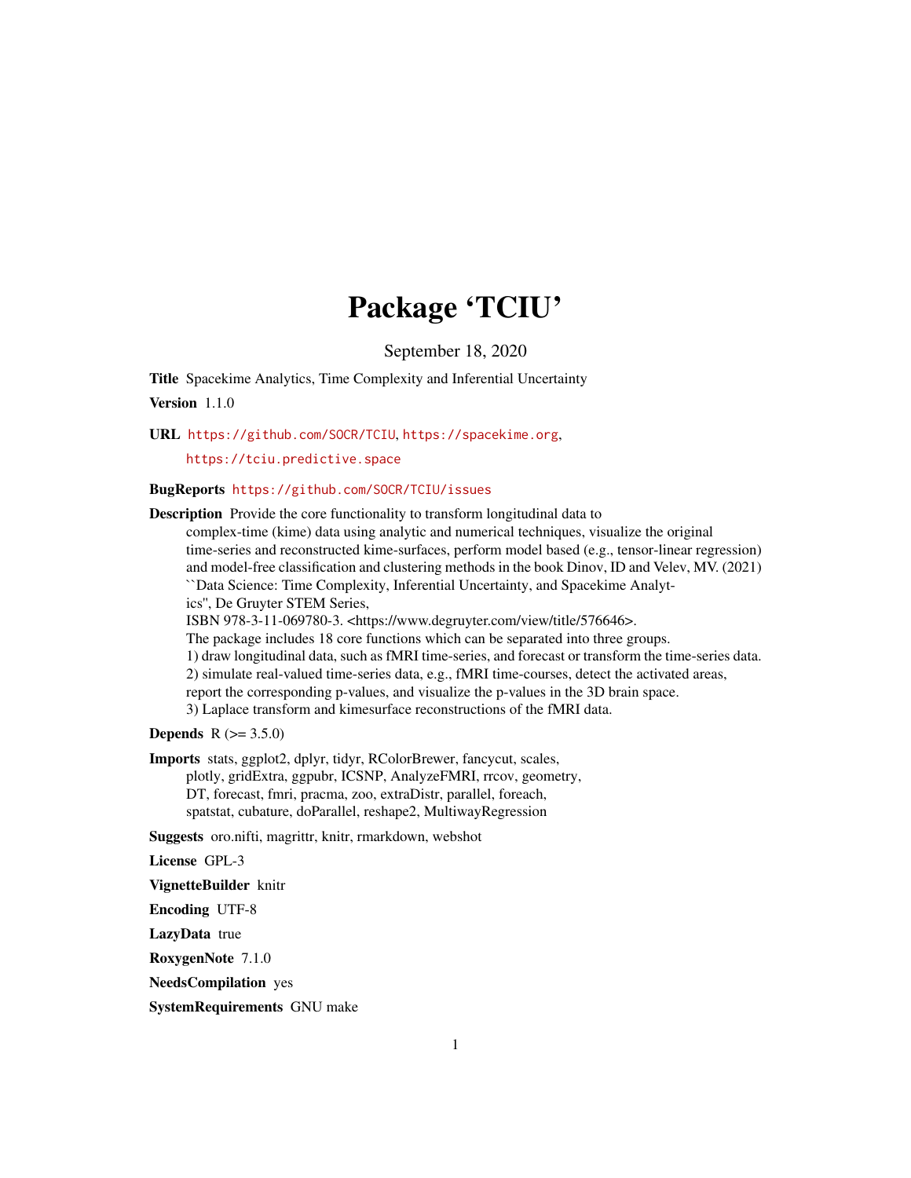# Package 'TCIU'

September 18, 2020

**Title** Spacekime Analytics, Time Complexity and Inferential Uncertainty

**Version** 1.1.0

**URL** https://github.com/SOCR/TCIU, https://spacekime.org, https://tciu.predictive.space

**BugReports** https://github.com/SOCR/TCIU/issues

**Description** Provide the core functionality to transform longitudinal data to complex-time (kime) data using analytic and numerical techniques, visualize the original time-series and reconstructed kime-surfaces, perform model based (e.g., tensor-linear regression) and model-free classification and clustering methods in the book Dinov, ID and Velev, MV. (2021) ``Data Science: Time Complexity, Inferential Uncertainty, and Spacekime Analytics'', De Gruyter STEM Series, ISBN 978-3-11-069780-3. <https://www.degruyter.com/view/title/576646>.
The package includes 18 core functions which can be separated into three groups.
1) draw longitudinal data, such as fMRI time-series, and forecast or transform the time-series data.
2) simulate real-valued time-series data, e.g., fMRI time-courses, detect the activated areas, report the corresponding p-values, and visualize the p-values in the 3D brain space.
3) Laplace transform and kimesurface reconstructions of the fMRI data.

**Depends** R (>= 3.5.0)

**Imports** stats, ggplot2, dplyr, tidyr, RColorBrewer, fancycut, scales, plotly, gridExtra, ggpubr, ICSNP, AnalyzeFMRI, rrcov, geometry, DT, forecast, fmri, pracma, zoo, extraDistr, parallel, foreach, spatstat, cubature, doParallel, reshape2, MultiwayRegression

**Suggests** oro.nifti, magrittr, knitr, rmarkdown, webshot

**License** GPL-3

**VignetteBuilder** knitr

**Encoding** UTF-8

**LazyData** true

**RoxygenNote** 7.1.0

**NeedsCompilation** yes

**SystemRequirements** GNU make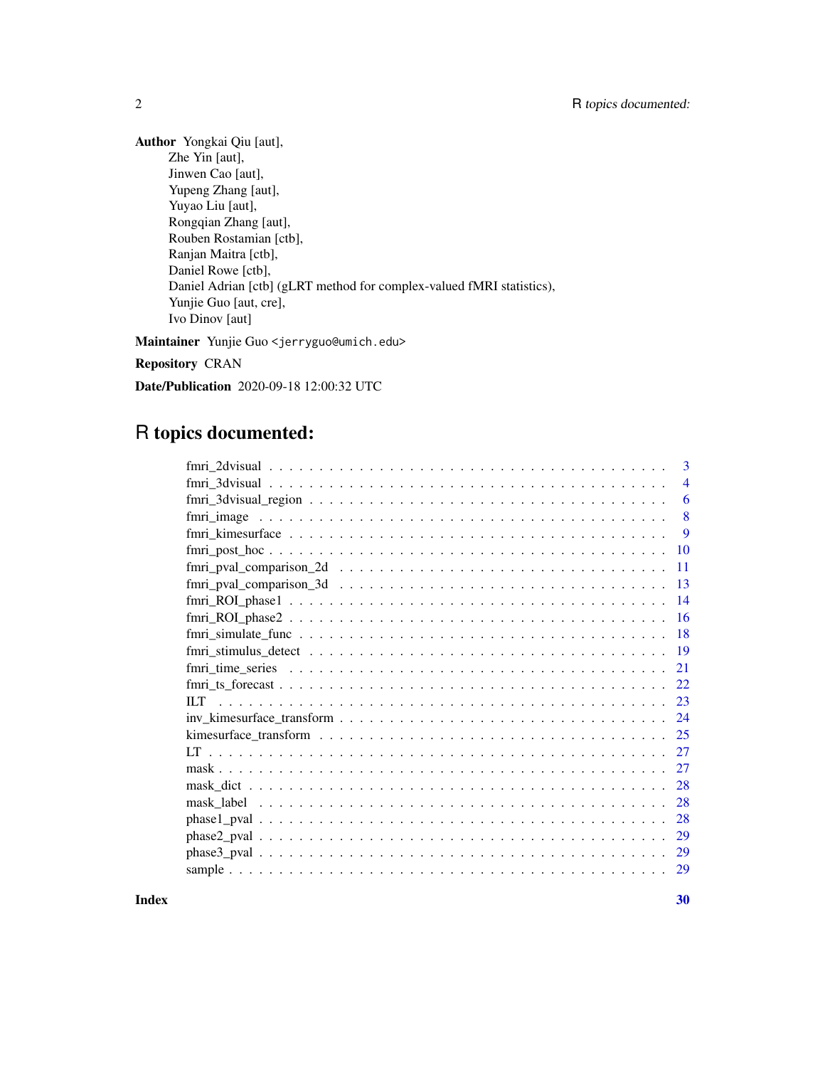**Author** Yongkai Qiu [aut],
Zhe Yin [aut],
Jinwen Cao [aut],
Yupeng Zhang [aut],
Yuyao Liu [aut],
Rongqian Zhang [aut],
Rouben Rostamian [ctb],
Ranjan Maitra [ctb],
Daniel Rowe [ctb],
Daniel Adrian [ctb] (gLRT method for complex-valued fMRI statistics),
Yunjie Guo [aut, cre],
Ivo Dinov [aut]

**Maintainer** Yunjie Guo <jerryguo@umich.edu>

**Repository** CRAN

**Date/Publication** 2020-09-18 12:00:32 UTC

# R topics documented:

- fmri_2dvisual . . . . . 3
- fmri_3dvisual . . . . . 4
- fmri_3dvisual_region . . . . . 6
- fmri_image . . . . . 8
- fmri_kimesurface . . . . . 9
- fmri_post_hoc . . . . . 10
- fmri_pval_comparison_2d . . . . . 11
- fmri_pval_comparison_3d . . . . . 13
- fmri_ROI_phase1 . . . . . 14
- fmri_ROI_phase2 . . . . . 16
- fmri_simulate_func . . . . . 18
- fmri_stimulus_detect . . . . . 19
- fmri_time_series . . . . . 21
- fmri_ts_forecast . . . . . 22
- ILT . . . . . 23
- inv_kimesurface_transform . . . . . 24
- kimesurface_transform . . . . . 25
- LT . . . . . 27
- mask . . . . . 27
- mask_dict . . . . . 28
- mask_label . . . . . 28
- phase1_pval . . . . . 28
- phase2_pval . . . . . 29
- phase3_pval . . . . . 29
- sample . . . . . 29

**Index** **30**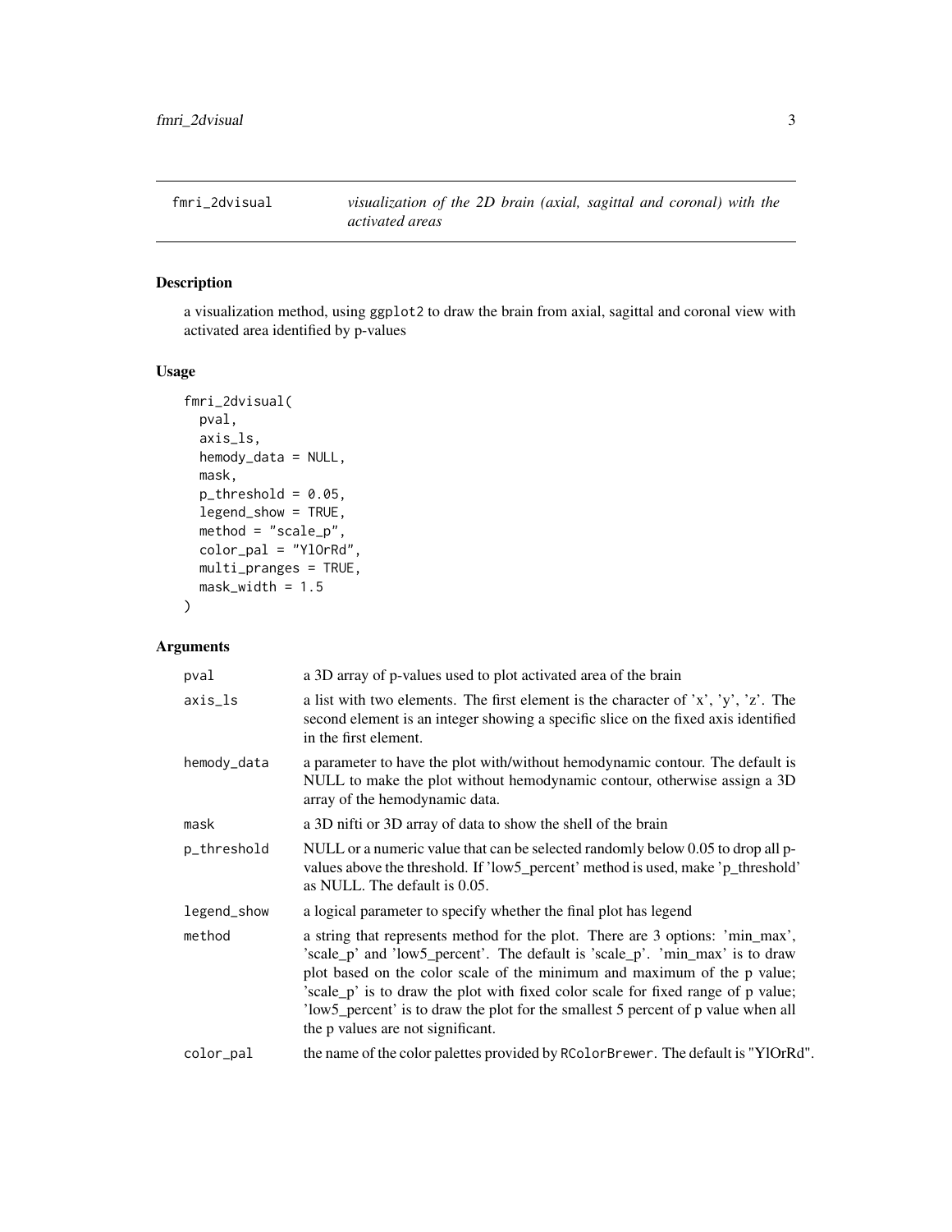fmri_2dvisual *visualization of the 2D brain (axial, sagittal and coronal) with the activated areas*

## Description

a visualization method, using ggplot2 to draw the brain from axial, sagittal and coronal view with activated area identified by p-values

## Usage

```
fmri_2dvisual(
  pval,
  axis_ls,
  hemody_data = NULL,
  mask,
  p_threshold = 0.05,
  legend_show = TRUE,
  method = "scale_p",
  color_pal = "YlOrRd",
  multi_pranges = TRUE,
  mask_width = 1.5
)
```

## Arguments

| | |
|---|---|
| pval | a 3D array of p-values used to plot activated area of the brain |
| axis_ls | a list with two elements. The first element is the character of 'x', 'y', 'z'. The second element is an integer showing a specific slice on the fixed axis identified in the first element. |
| hemody_data | a parameter to have the plot with/without hemodynamic contour. The default is NULL to make the plot without hemodynamic contour, otherwise assign a 3D array of the hemodynamic data. |
| mask | a 3D nifti or 3D array of data to show the shell of the brain |
| p_threshold | NULL or a numeric value that can be selected randomly below 0.05 to drop all p-values above the threshold. If 'low5_percent' method is used, make 'p_threshold' as NULL. The default is 0.05. |
| legend_show | a logical parameter to specify whether the final plot has legend |
| method | a string that represents method for the plot. There are 3 options: 'min_max', 'scale_p' and 'low5_percent'. The default is 'scale_p'. 'min_max' is to draw plot based on the color scale of the minimum and maximum of the p value; 'scale_p' is to draw the plot with fixed color scale for fixed range of p value; 'low5_percent' is to draw the plot for the smallest 5 percent of p value when all the p values are not significant. |
| color_pal | the name of the color palettes provided by RColorBrewer. The default is "YlOrRd". |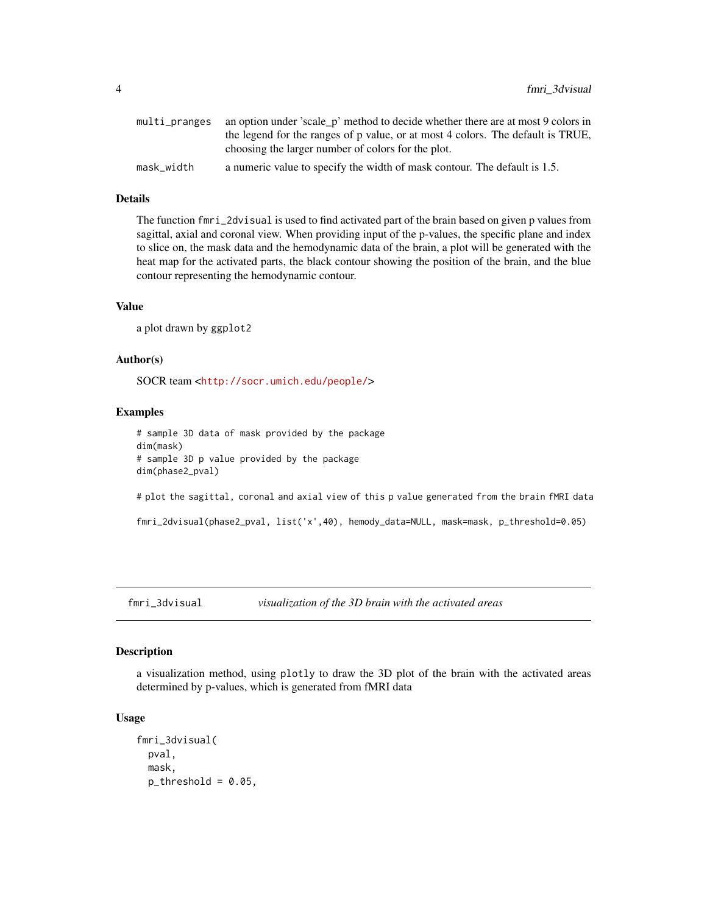| | |
|---|---|
| multi_pranges | an option under 'scale_p' method to decide whether there are at most 9 colors in the legend for the ranges of p value, or at most 4 colors. The default is TRUE, choosing the larger number of colors for the plot. |
| mask_width | a numeric value to specify the width of mask contour. The default is 1.5. |

### Details

The function `fmri_2dvisual` is used to find activated part of the brain based on given p values from sagittal, axial and coronal view. When providing input of the p-values, the specific plane and index to slice on, the mask data and the hemodynamic data of the brain, a plot will be generated with the heat map for the activated parts, the black contour showing the position of the brain, and the blue contour representing the hemodynamic contour.

### Value

a plot drawn by `ggplot2`

### Author(s)

SOCR team <http://socr.umich.edu/people/>

### Examples

```
# sample 3D data of mask provided by the package
dim(mask)
# sample 3D p value provided by the package
dim(phase2_pval)

# plot the sagittal, coronal and axial view of this p value generated from the brain fMRI data

fmri_2dvisual(phase2_pval, list('x',40), hemody_data=NULL, mask=mask, p_threshold=0.05)
```

---

## fmri_3dvisual *visualization of the 3D brain with the activated areas*

### Description

a visualization method, using `plotly` to draw the 3D plot of the brain with the activated areas determined by p-values, which is generated from fMRI data

### Usage

```
fmri_3dvisual(
  pval,
  mask,
  p_threshold = 0.05,
```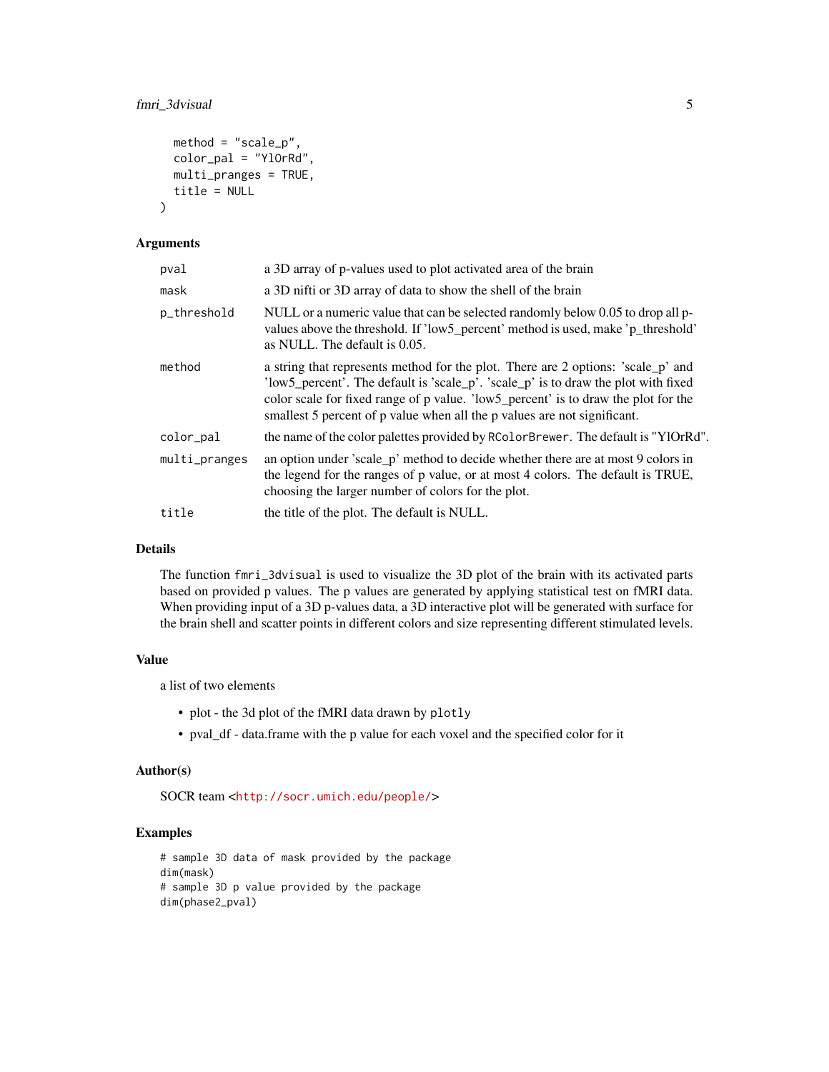```
  method = "scale_p",
  color_pal = "YlOrRd",
  multi_pranges = TRUE,
  title = NULL
)
```

## Arguments

| | |
|---|---|
| `pval` | a 3D array of p-values used to plot activated area of the brain |
| `mask` | a 3D nifti or 3D array of data to show the shell of the brain |
| `p_threshold` | NULL or a numeric value that can be selected randomly below 0.05 to drop all p-values above the threshold. If 'low5_percent' method is used, make 'p_threshold' as NULL. The default is 0.05. |
| `method` | a string that represents method for the plot. There are 2 options: 'scale_p' and 'low5_percent'. The default is 'scale_p'. 'scale_p' is to draw the plot with fixed color scale for fixed range of p value. 'low5_percent' is to draw the plot for the smallest 5 percent of p value when all the p values are not significant. |
| `color_pal` | the name of the color palettes provided by `RColorBrewer`. The default is "YlOrRd". |
| `multi_pranges` | an option under 'scale_p' method to decide whether there are at most 9 colors in the legend for the ranges of p value, or at most 4 colors. The default is TRUE, choosing the larger number of colors for the plot. |
| `title` | the title of the plot. The default is NULL. |

## Details

The function `fmri_3dvisual` is used to visualize the 3D plot of the brain with its activated parts based on provided p values. The p values are generated by applying statistical test on fMRI data. When providing input of a 3D p-values data, a 3D interactive plot will be generated with surface for the brain shell and scatter points in different colors and size representing different stimulated levels.

## Value

a list of two elements

- plot - the 3d plot of the fMRI data drawn by `plotly`
- pval_df - data.frame with the p value for each voxel and the specified color for it

## Author(s)

SOCR team <http://socr.umich.edu/people/>

## Examples

```
# sample 3D data of mask provided by the package
dim(mask)
# sample 3D p value provided by the package
dim(phase2_pval)
```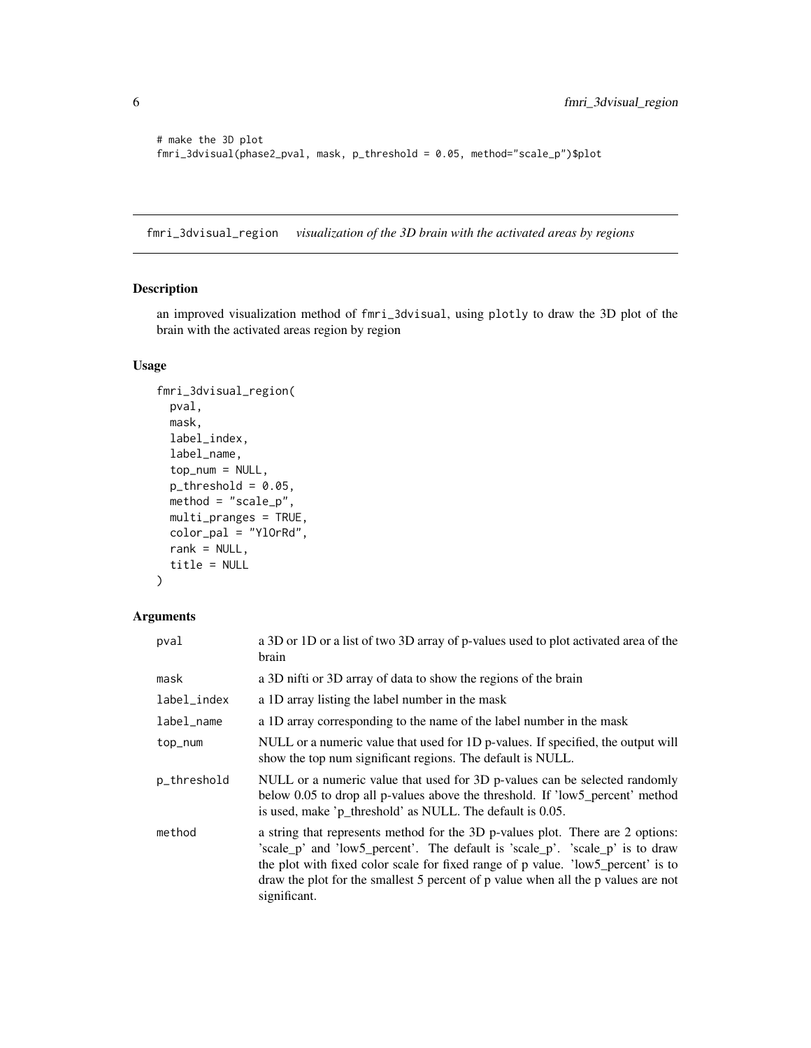```
# make the 3D plot
fmri_3dvisual(phase2_pval, mask, p_threshold = 0.05, method="scale_p")$plot
```

## fmri_3dvisual_region *visualization of the 3D brain with the activated areas by regions*

### Description

an improved visualization method of fmri_3dvisual, using plotly to draw the 3D plot of the brain with the activated areas region by region

### Usage

```
fmri_3dvisual_region(
  pval,
  mask,
  label_index,
  label_name,
  top_num = NULL,
  p_threshold = 0.05,
  method = "scale_p",
  multi_pranges = TRUE,
  color_pal = "YlOrRd",
  rank = NULL,
  title = NULL
)
```

### Arguments

| | |
|---|---|
| pval | a 3D or 1D or a list of two 3D array of p-values used to plot activated area of the brain |
| mask | a 3D nifti or 3D array of data to show the regions of the brain |
| label_index | a 1D array listing the label number in the mask |
| label_name | a 1D array corresponding to the name of the label number in the mask |
| top_num | NULL or a numeric value that used for 1D p-values. If specified, the output will show the top num significant regions. The default is NULL. |
| p_threshold | NULL or a numeric value that used for 3D p-values can be selected randomly below 0.05 to drop all p-values above the threshold. If 'low5_percent' method is used, make 'p_threshold' as NULL. The default is 0.05. |
| method | a string that represents method for the 3D p-values plot. There are 2 options: 'scale_p' and 'low5_percent'. The default is 'scale_p'. 'scale_p' is to draw the plot with fixed color scale for fixed range of p value. 'low5_percent' is to draw the plot for the smallest 5 percent of p value when all the p values are not significant. |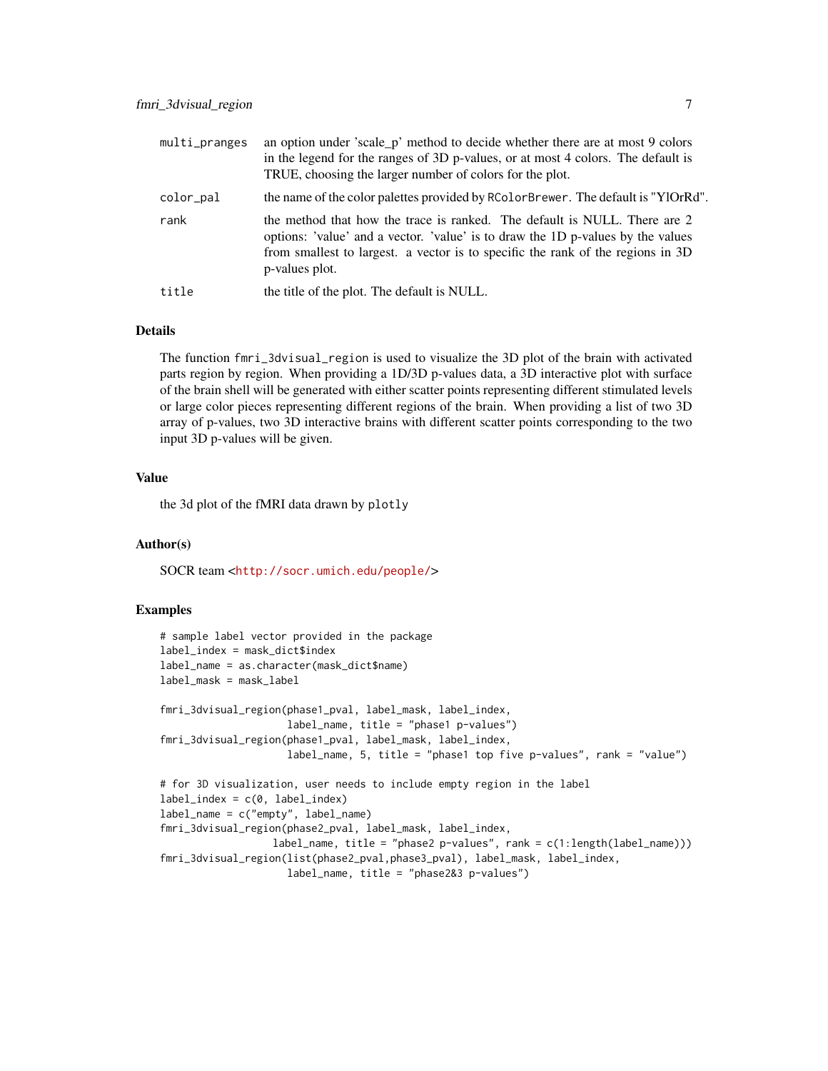| | |
|---|---|
| `multi_pranges` | an option under 'scale_p' method to decide whether there are at most 9 colors in the legend for the ranges of 3D p-values, or at most 4 colors. The default is TRUE, choosing the larger number of colors for the plot. |
| `color_pal` | the name of the color palettes provided by `RColorBrewer`. The default is "YlOrRd". |
| `rank` | the method that how the trace is ranked. The default is NULL. There are 2 options: 'value' and a vector. 'value' is to draw the 1D p-values by the values from smallest to largest. a vector is to specific the rank of the regions in 3D p-values plot. |
| `title` | the title of the plot. The default is NULL. |

## Details

The function `fmri_3dvisual_region` is used to visualize the 3D plot of the brain with activated parts region by region. When providing a 1D/3D p-values data, a 3D interactive plot with surface of the brain shell will be generated with either scatter points representing different stimulated levels or large color pieces representing different regions of the brain. When providing a list of two 3D array of p-values, two 3D interactive brains with different scatter points corresponding to the two input 3D p-values will be given.

## Value

the 3d plot of the fMRI data drawn by `plotly`

## Author(s)

SOCR team <http://socr.umich.edu/people/>

## Examples

```
# sample label vector provided in the package
label_index = mask_dict$index
label_name = as.character(mask_dict$name)
label_mask = mask_label

fmri_3dvisual_region(phase1_pval, label_mask, label_index,
                     label_name, title = "phase1 p-values")
fmri_3dvisual_region(phase1_pval, label_mask, label_index,
                     label_name, 5, title = "phase1 top five p-values", rank = "value")

# for 3D visualization, user needs to include empty region in the label
label_index = c(0, label_index)
label_name = c("empty", label_name)
fmri_3dvisual_region(phase2_pval, label_mask, label_index,
                   label_name, title = "phase2 p-values", rank = c(1:length(label_name)))
fmri_3dvisual_region(list(phase2_pval,phase3_pval), label_mask, label_index,
                     label_name, title = "phase2&3 p-values")
```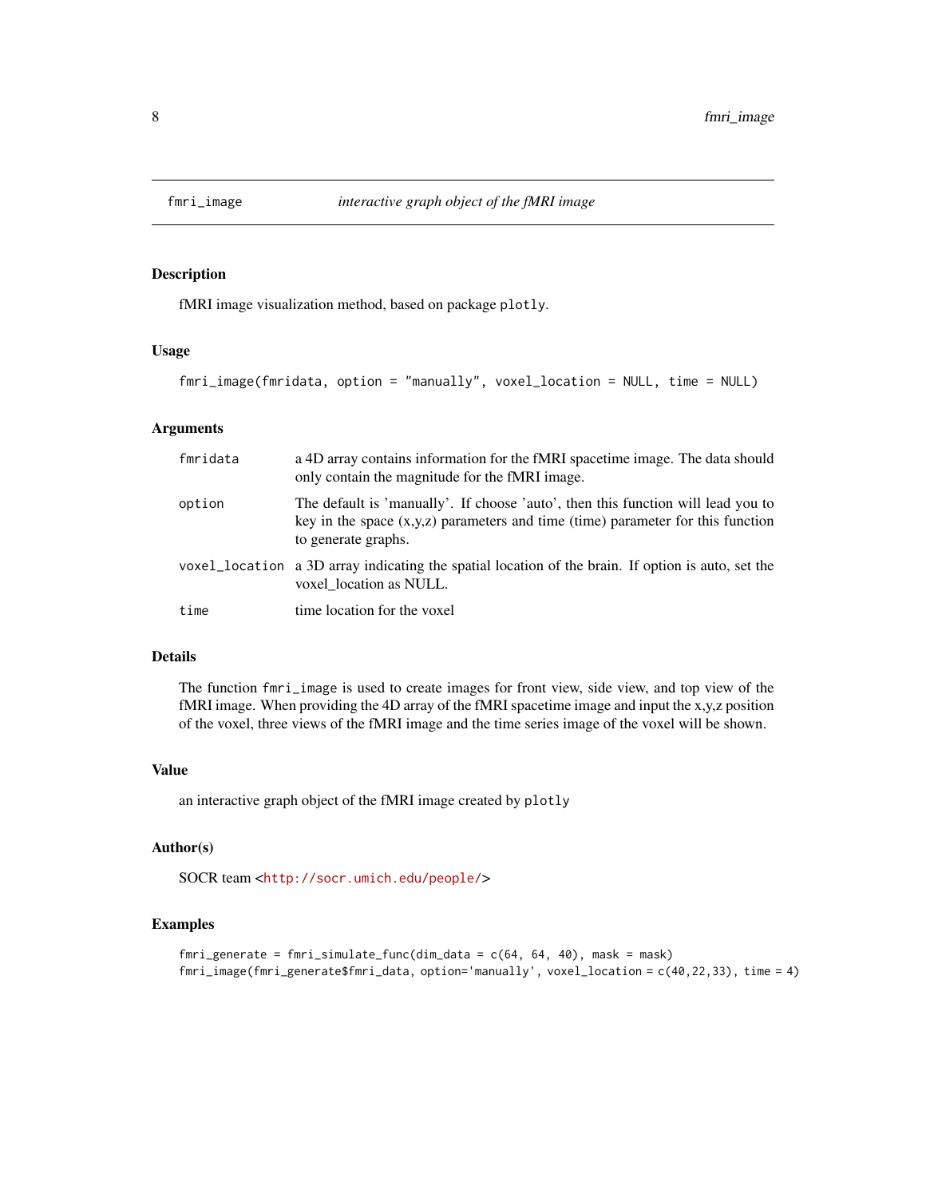# fmri_image — *interactive graph object of the fMRI image*

## Description

fMRI image visualization method, based on package `plotly`.

## Usage

```
fmri_image(fmridata, option = "manually", voxel_location = NULL, time = NULL)
```

## Arguments

| | |
|---|---|
| `fmridata` | a 4D array contains information for the fMRI spacetime image. The data should only contain the magnitude for the fMRI image. |
| `option` | The default is 'manually'. If choose 'auto', then this function will lead you to key in the space (x,y,z) parameters and time (time) parameter for this function to generate graphs. |
| `voxel_location` | a 3D array indicating the spatial location of the brain. If option is auto, set the voxel_location as NULL. |
| `time` | time location for the voxel |

## Details

The function `fmri_image` is used to create images for front view, side view, and top view of the fMRI image. When providing the 4D array of the fMRI spacetime image and input the x,y,z position of the voxel, three views of the fMRI image and the time series image of the voxel will be shown.

## Value

an interactive graph object of the fMRI image created by `plotly`

## Author(s)

SOCR team <http://socr.umich.edu/people/>

## Examples

```
fmri_generate = fmri_simulate_func(dim_data = c(64, 64, 40), mask = mask)
fmri_image(fmri_generate$fmri_data, option='manually', voxel_location = c(40,22,33), time = 4)
```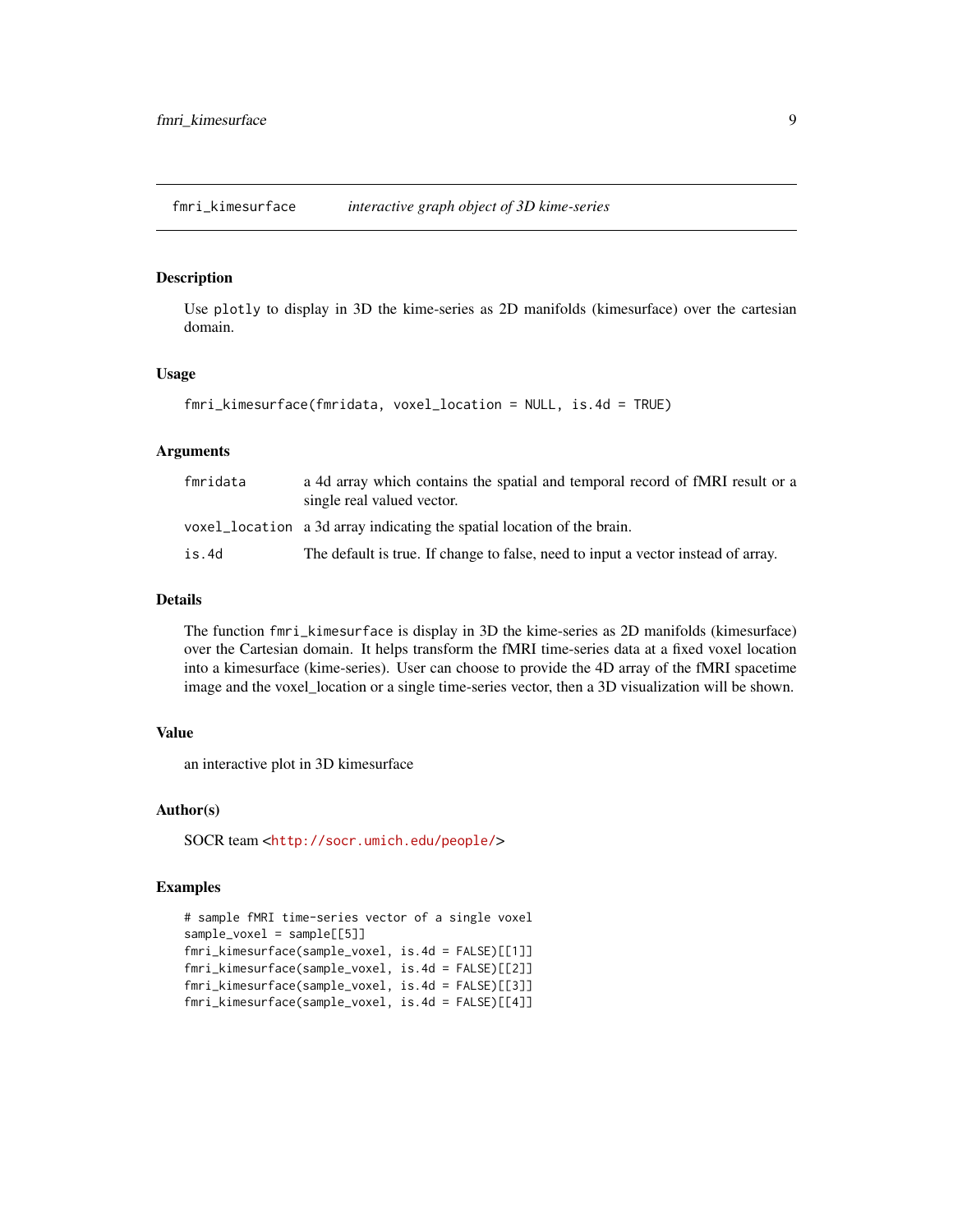## fmri_kimesurface *interactive graph object of 3D kime-series*

### Description

Use plotly to display in 3D the kime-series as 2D manifolds (kimesurface) over the cartesian domain.

### Usage

```
fmri_kimesurface(fmridata, voxel_location = NULL, is.4d = TRUE)
```

### Arguments

| | |
|---|---|
| fmridata | a 4d array which contains the spatial and temporal record of fMRI result or a single real valued vector. |
| voxel_location | a 3d array indicating the spatial location of the brain. |
| is.4d | The default is true. If change to false, need to input a vector instead of array. |

### Details

The function fmri_kimesurface is display in 3D the kime-series as 2D manifolds (kimesurface) over the Cartesian domain. It helps transform the fMRI time-series data at a fixed voxel location into a kimesurface (kime-series). User can choose to provide the 4D array of the fMRI spacetime image and the voxel_location or a single time-series vector, then a 3D visualization will be shown.

### Value

an interactive plot in 3D kimesurface

### Author(s)

SOCR team <http://socr.umich.edu/people/>

### Examples

```
# sample fMRI time-series vector of a single voxel
sample_voxel = sample[[5]]
fmri_kimesurface(sample_voxel, is.4d = FALSE)[[1]]
fmri_kimesurface(sample_voxel, is.4d = FALSE)[[2]]
fmri_kimesurface(sample_voxel, is.4d = FALSE)[[3]]
fmri_kimesurface(sample_voxel, is.4d = FALSE)[[4]]
```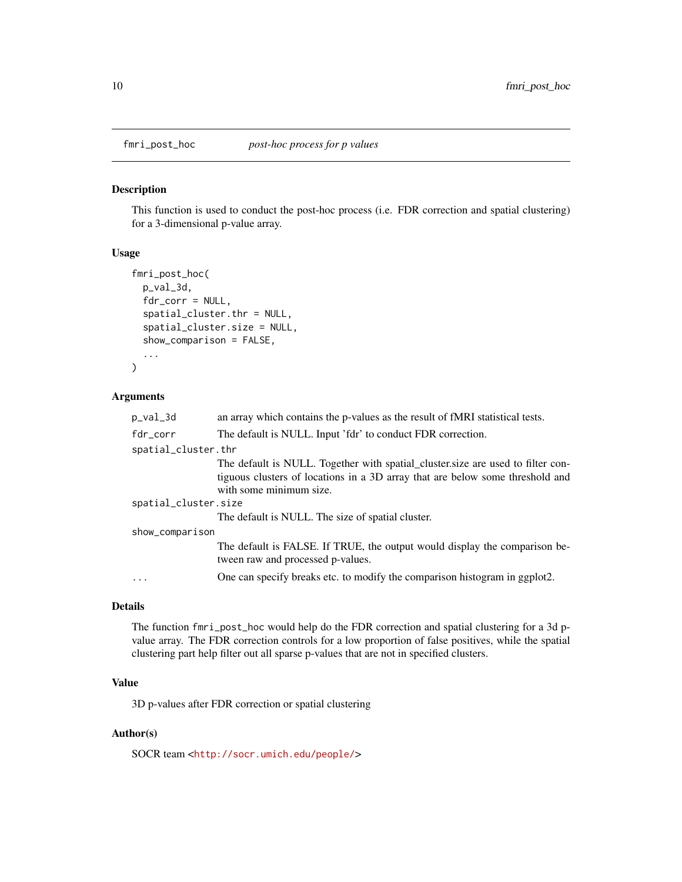# fmri_post_hoc — *post-hoc process for p values*

## Description

This function is used to conduct the post-hoc process (i.e. FDR correction and spatial clustering) for a 3-dimensional p-value array.

## Usage

```
fmri_post_hoc(
  p_val_3d,
  fdr_corr = NULL,
  spatial_cluster.thr = NULL,
  spatial_cluster.size = NULL,
  show_comparison = FALSE,
  ...
)
```

## Arguments

| Argument | Description |
| --- | --- |
| `p_val_3d` | an array which contains the p-values as the result of fMRI statistical tests. |
| `fdr_corr` | The default is NULL. Input 'fdr' to conduct FDR correction. |
| `spatial_cluster.thr` | The default is NULL. Together with spatial_cluster.size are used to filter contiguous clusters of locations in a 3D array that are below some threshold and with some minimum size. |
| `spatial_cluster.size` | The default is NULL. The size of spatial cluster. |
| `show_comparison` | The default is FALSE. If TRUE, the output would display the comparison between raw and processed p-values. |
| `...` | One can specify breaks etc. to modify the comparison histogram in ggplot2. |

## Details

The function `fmri_post_hoc` would help do the FDR correction and spatial clustering for a 3d p-value array. The FDR correction controls for a low proportion of false positives, while the spatial clustering part help filter out all sparse p-values that are not in specified clusters.

## Value

3D p-values after FDR correction or spatial clustering

## Author(s)

SOCR team <http://socr.umich.edu/people/>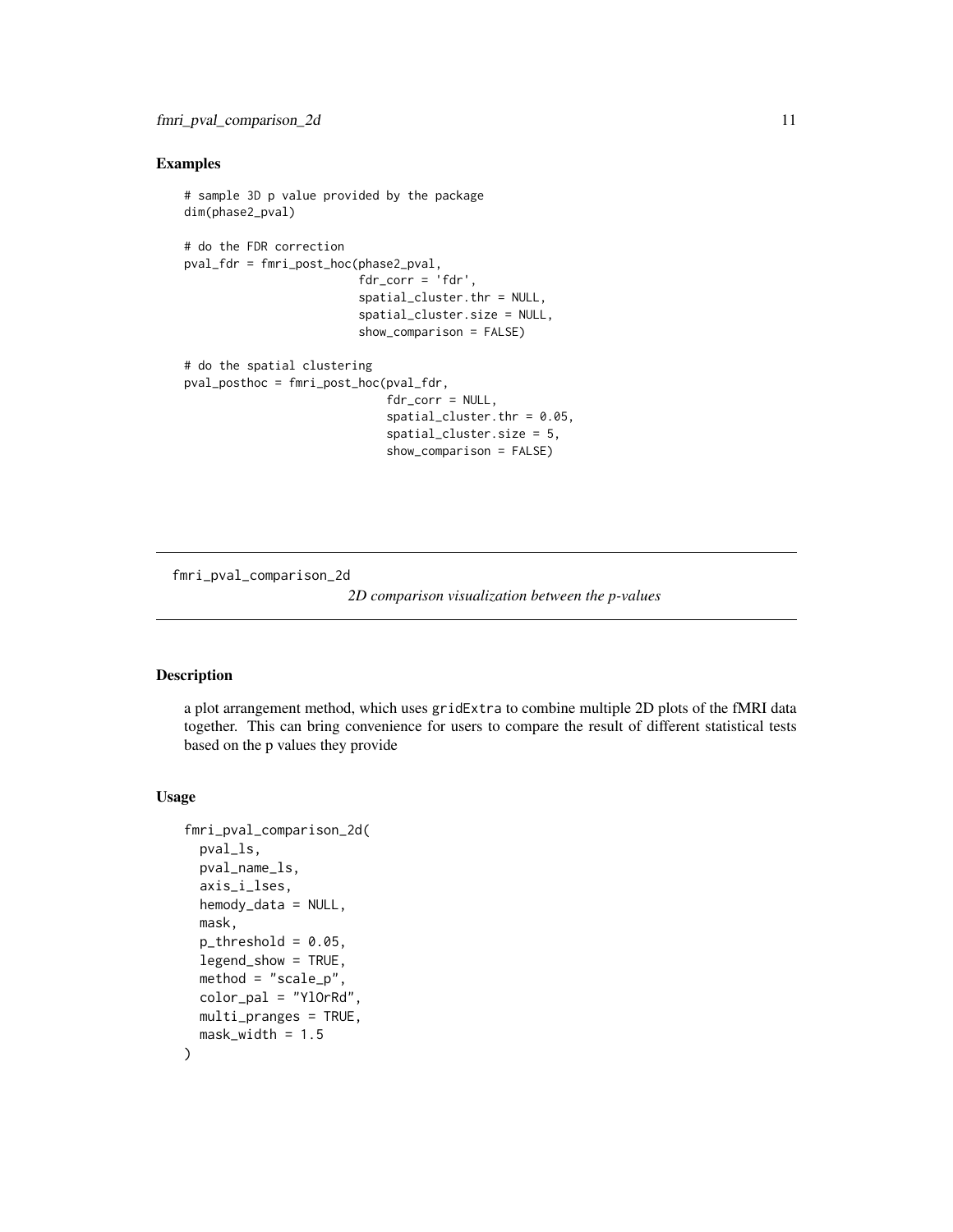## Examples

```
# sample 3D p value provided by the package
dim(phase2_pval)

# do the FDR correction
pval_fdr = fmri_post_hoc(phase2_pval,
                         fdr_corr = 'fdr',
                         spatial_cluster.thr = NULL,
                         spatial_cluster.size = NULL,
                         show_comparison = FALSE)

# do the spatial clustering
pval_posthoc = fmri_post_hoc(pval_fdr,
                             fdr_corr = NULL,
                             spatial_cluster.thr = 0.05,
                             spatial_cluster.size = 5,
                             show_comparison = FALSE)
```

---

# fmri_pval_comparison_2d

*2D comparison visualization between the p-values*

## Description

a plot arrangement method, which uses `gridExtra` to combine multiple 2D plots of the fMRI data together. This can bring convenience for users to compare the result of different statistical tests based on the p values they provide

## Usage

```
fmri_pval_comparison_2d(
  pval_ls,
  pval_name_ls,
  axis_i_lses,
  hemody_data = NULL,
  mask,
  p_threshold = 0.05,
  legend_show = TRUE,
  method = "scale_p",
  color_pal = "YlOrRd",
  multi_pranges = TRUE,
  mask_width = 1.5
)
```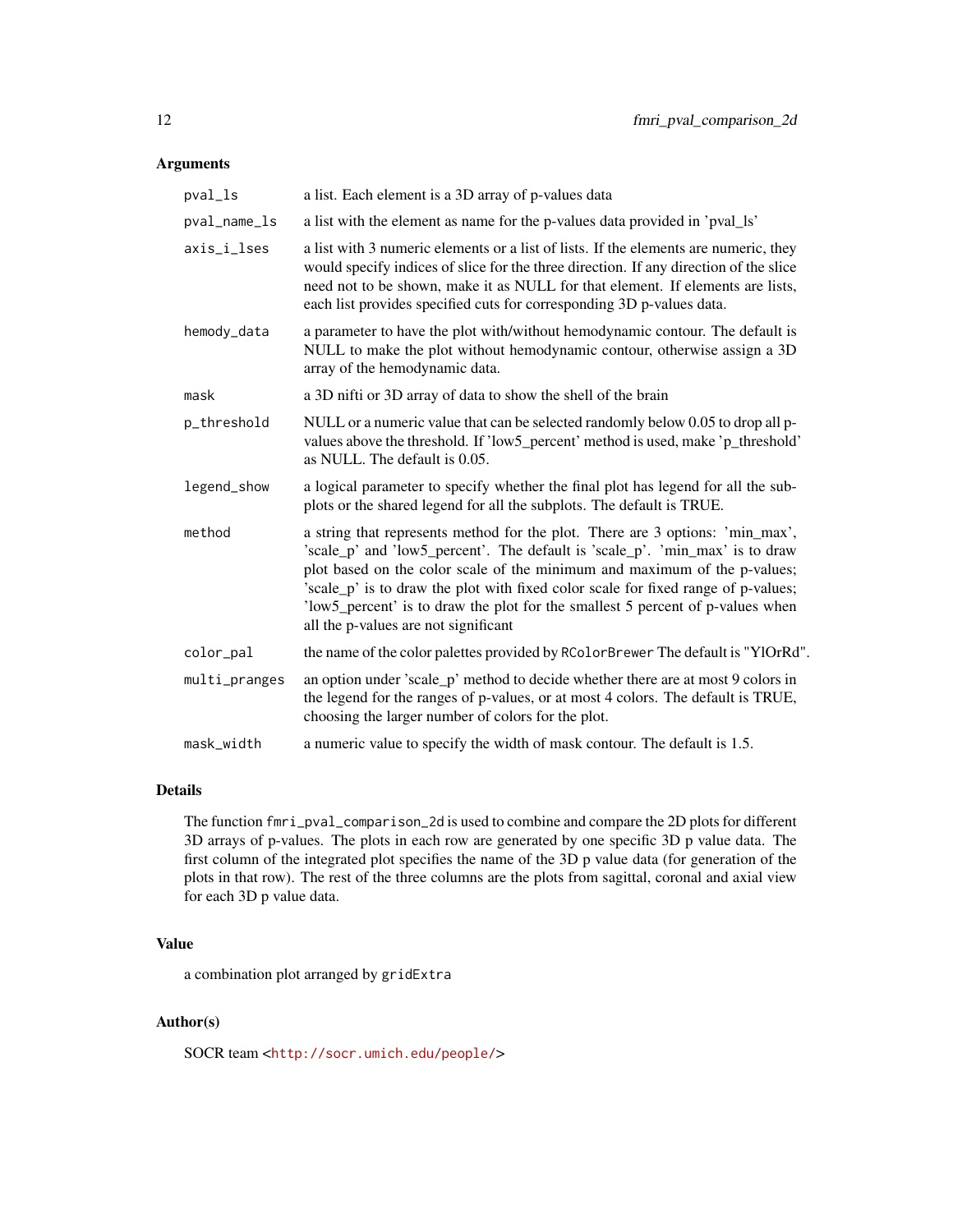## Arguments

| | |
|---|---|
| `pval_ls` | a list. Each element is a 3D array of p-values data |
| `pval_name_ls` | a list with the element as name for the p-values data provided in 'pval_ls' |
| `axis_i_lses` | a list with 3 numeric elements or a list of lists. If the elements are numeric, they would specify indices of slice for the three direction. If any direction of the slice need not to be shown, make it as NULL for that element. If elements are lists, each list provides specified cuts for corresponding 3D p-values data. |
| `hemody_data` | a parameter to have the plot with/without hemodynamic contour. The default is NULL to make the plot without hemodynamic contour, otherwise assign a 3D array of the hemodynamic data. |
| `mask` | a 3D nifti or 3D array of data to show the shell of the brain |
| `p_threshold` | NULL or a numeric value that can be selected randomly below 0.05 to drop all p-values above the threshold. If 'low5_percent' method is used, make 'p_threshold' as NULL. The default is 0.05. |
| `legend_show` | a logical parameter to specify whether the final plot has legend for all the subplots or the shared legend for all the subplots. The default is TRUE. |
| `method` | a string that represents method for the plot. There are 3 options: 'min_max', 'scale_p' and 'low5_percent'. The default is 'scale_p'. 'min_max' is to draw plot based on the color scale of the minimum and maximum of the p-values; 'scale_p' is to draw the plot with fixed color scale for fixed range of p-values; 'low5_percent' is to draw the plot for the smallest 5 percent of p-values when all the p-values are not significant |
| `color_pal` | the name of the color palettes provided by `RColorBrewer` The default is "YlOrRd". |
| `multi_pranges` | an option under 'scale_p' method to decide whether there are at most 9 colors in the legend for the ranges of p-values, or at most 4 colors. The default is TRUE, choosing the larger number of colors for the plot. |
| `mask_width` | a numeric value to specify the width of mask contour. The default is 1.5. |

## Details

The function `fmri_pval_comparison_2d` is used to combine and compare the 2D plots for different 3D arrays of p-values. The plots in each row are generated by one specific 3D p value data. The first column of the integrated plot specifies the name of the 3D p value data (for generation of the plots in that row). The rest of the three columns are the plots from sagittal, coronal and axial view for each 3D p value data.

## Value

a combination plot arranged by `gridExtra`

## Author(s)

SOCR team <http://socr.umich.edu/people/>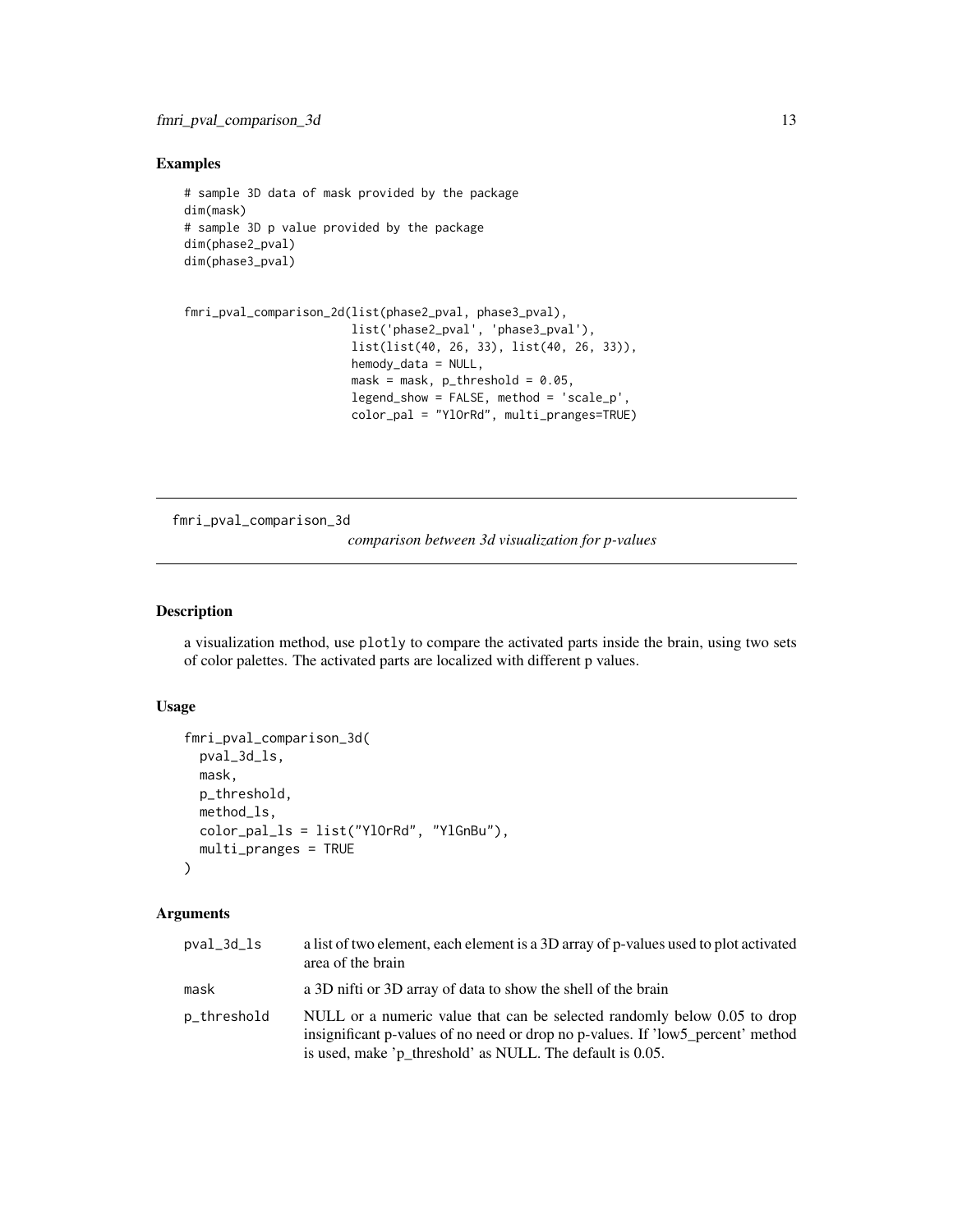## Examples

```
# sample 3D data of mask provided by the package
dim(mask)
# sample 3D p value provided by the package
dim(phase2_pval)
dim(phase3_pval)


fmri_pval_comparison_2d(list(phase2_pval, phase3_pval),
                        list('phase2_pval', 'phase3_pval'),
                        list(list(40, 26, 33), list(40, 26, 33)),
                        hemody_data = NULL,
                        mask = mask, p_threshold = 0.05,
                        legend_show = FALSE, method = 'scale_p',
                        color_pal = "YlOrRd", multi_pranges=TRUE)
```

---

# fmri_pval_comparison_3d

*comparison between 3d visualization for p-values*

## Description

a visualization method, use `plotly` to compare the activated parts inside the brain, using two sets of color palettes. The activated parts are localized with different p values.

## Usage

```
fmri_pval_comparison_3d(
  pval_3d_ls,
  mask,
  p_threshold,
  method_ls,
  color_pal_ls = list("YlOrRd", "YlGnBu"),
  multi_pranges = TRUE
)
```

## Arguments

| | |
|---|---|
| `pval_3d_ls` | a list of two element, each element is a 3D array of p-values used to plot activated area of the brain |
| `mask` | a 3D nifti or 3D array of data to show the shell of the brain |
| `p_threshold` | NULL or a numeric value that can be selected randomly below 0.05 to drop insignificant p-values of no need or drop no p-values. If 'low5_percent' method is used, make 'p_threshold' as NULL. The default is 0.05. |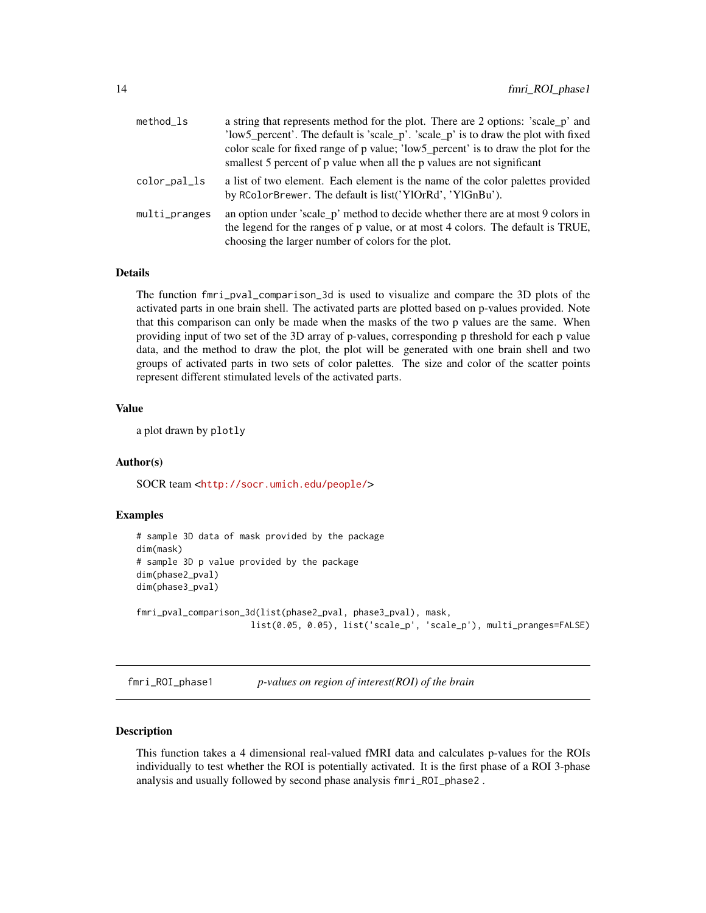| | |
|---|---|
| method_ls | a string that represents method for the plot. There are 2 options: 'scale_p' and 'low5_percent'. The default is 'scale_p'. 'scale_p' is to draw the plot with fixed color scale for fixed range of p value; 'low5_percent' is to draw the plot for the smallest 5 percent of p value when all the p values are not significant |
| color_pal_ls | a list of two element. Each element is the name of the color palettes provided by RColorBrewer. The default is list('YlOrRd', 'YlGnBu'). |
| multi_pranges | an option under 'scale_p' method to decide whether there are at most 9 colors in the legend for the ranges of p value, or at most 4 colors. The default is TRUE, choosing the larger number of colors for the plot. |

### Details

The function `fmri_pval_comparison_3d` is used to visualize and compare the 3D plots of the activated parts in one brain shell. The activated parts are plotted based on p-values provided. Note that this comparison can only be made when the masks of the two p values are the same. When providing input of two set of the 3D array of p-values, corresponding p threshold for each p value data, and the method to draw the plot, the plot will be generated with one brain shell and two groups of activated parts in two sets of color palettes. The size and color of the scatter points represent different stimulated levels of the activated parts.

### Value

a plot drawn by `plotly`

### Author(s)

SOCR team <http://socr.umich.edu/people/>

### Examples

```
# sample 3D data of mask provided by the package
dim(mask)
# sample 3D p value provided by the package
dim(phase2_pval)
dim(phase3_pval)

fmri_pval_comparison_3d(list(phase2_pval, phase3_pval), mask,
                        list(0.05, 0.05), list('scale_p', 'scale_p'), multi_pranges=FALSE)
```

---

## fmri_ROI_phase1 *p-values on region of interest(ROI) of the brain*

### Description

This function takes a 4 dimensional real-valued fMRI data and calculates p-values for the ROIs individually to test whether the ROI is potentially activated. It is the first phase of a ROI 3-phase analysis and usually followed by second phase analysis `fmri_ROI_phase2` .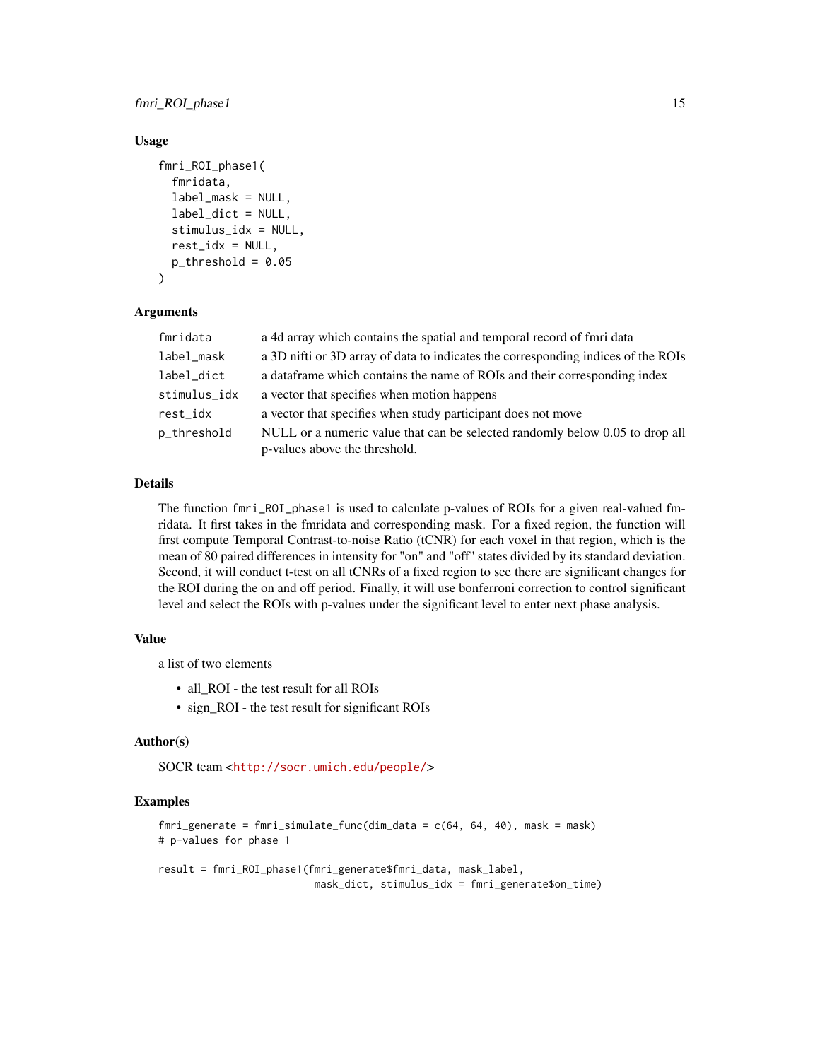### Usage

```
fmri_ROI_phase1(
  fmridata,
  label_mask = NULL,
  label_dict = NULL,
  stimulus_idx = NULL,
  rest_idx = NULL,
  p_threshold = 0.05
)
```

### Arguments

| | |
|---|---|
| `fmridata` | a 4d array which contains the spatial and temporal record of fmri data |
| `label_mask` | a 3D nifti or 3D array of data to indicates the corresponding indices of the ROIs |
| `label_dict` | a dataframe which contains the name of ROIs and their corresponding index |
| `stimulus_idx` | a vector that specifies when motion happens |
| `rest_idx` | a vector that specifies when study participant does not move |
| `p_threshold` | NULL or a numeric value that can be selected randomly below 0.05 to drop all p-values above the threshold. |

### Details

The function `fmri_ROI_phase1` is used to calculate p-values of ROIs for a given real-valued fmridata. It first takes in the fmridata and corresponding mask. For a fixed region, the function will first compute Temporal Contrast-to-noise Ratio (tCNR) for each voxel in that region, which is the mean of 80 paired differences in intensity for "on" and "off" states divided by its standard deviation. Second, it will conduct t-test on all tCNRs of a fixed region to see there are significant changes for the ROI during the on and off period. Finally, it will use bonferroni correction to control significant level and select the ROIs with p-values under the significant level to enter next phase analysis.

### Value

a list of two elements

- all_ROI - the test result for all ROIs
- sign_ROI - the test result for significant ROIs

### Author(s)

SOCR team <http://socr.umich.edu/people/>

### Examples

```
fmri_generate = fmri_simulate_func(dim_data = c(64, 64, 40), mask = mask)
# p-values for phase 1

result = fmri_ROI_phase1(fmri_generate$fmri_data, mask_label,
                         mask_dict, stimulus_idx = fmri_generate$on_time)
```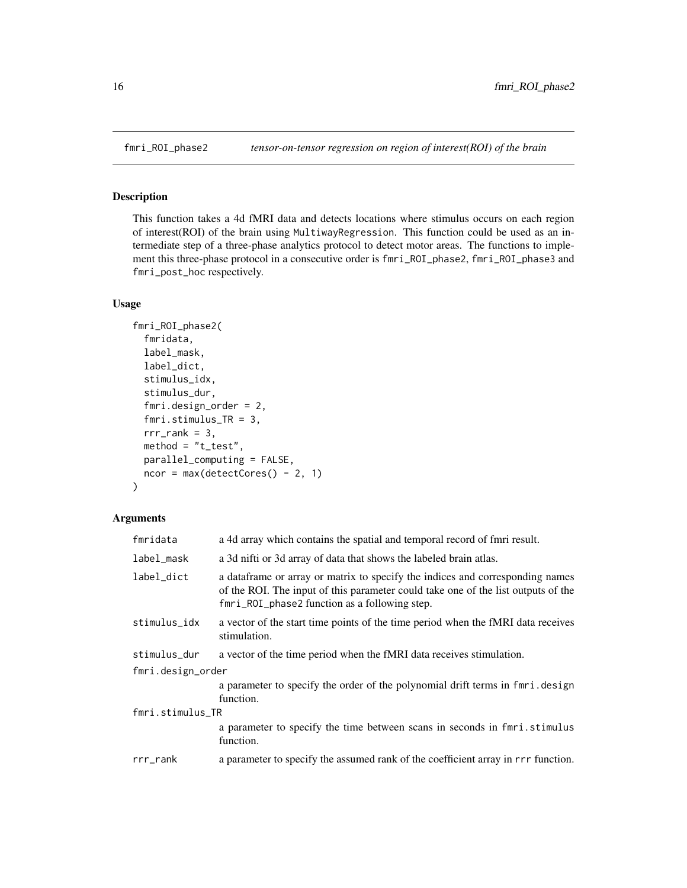## fmri_ROI_phase2 — *tensor-on-tensor regression on region of interest(ROI) of the brain*

### Description

This function takes a 4d fMRI data and detects locations where stimulus occurs on each region of interest(ROI) of the brain using MultiwayRegression. This function could be used as an intermediate step of a three-phase analytics protocol to detect motor areas. The functions to implement this three-phase protocol in a consecutive order is fmri_ROI_phase2, fmri_ROI_phase3 and fmri_post_hoc respectively.

### Usage

```
fmri_ROI_phase2(
  fmridata,
  label_mask,
  label_dict,
  stimulus_idx,
  stimulus_dur,
  fmri.design_order = 2,
  fmri.stimulus_TR = 3,
  rrr_rank = 3,
  method = "t_test",
  parallel_computing = FALSE,
  ncor = max(detectCores() - 2, 1)
)
```

### Arguments

| | |
|---|---|
| fmridata | a 4d array which contains the spatial and temporal record of fmri result. |
| label_mask | a 3d nifti or 3d array of data that shows the labeled brain atlas. |
| label_dict | a dataframe or array or matrix to specify the indices and corresponding names of the ROI. The input of this parameter could take one of the list outputs of the fmri_ROI_phase2 function as a following step. |
| stimulus_idx | a vector of the start time points of the time period when the fMRI data receives stimulation. |
| stimulus_dur | a vector of the time period when the fMRI data receives stimulation. |
| fmri.design_order | a parameter to specify the order of the polynomial drift terms in fmri.design function. |
| fmri.stimulus_TR | a parameter to specify the time between scans in seconds in fmri.stimulus function. |
| rrr_rank | a parameter to specify the assumed rank of the coefficient array in rrr function. |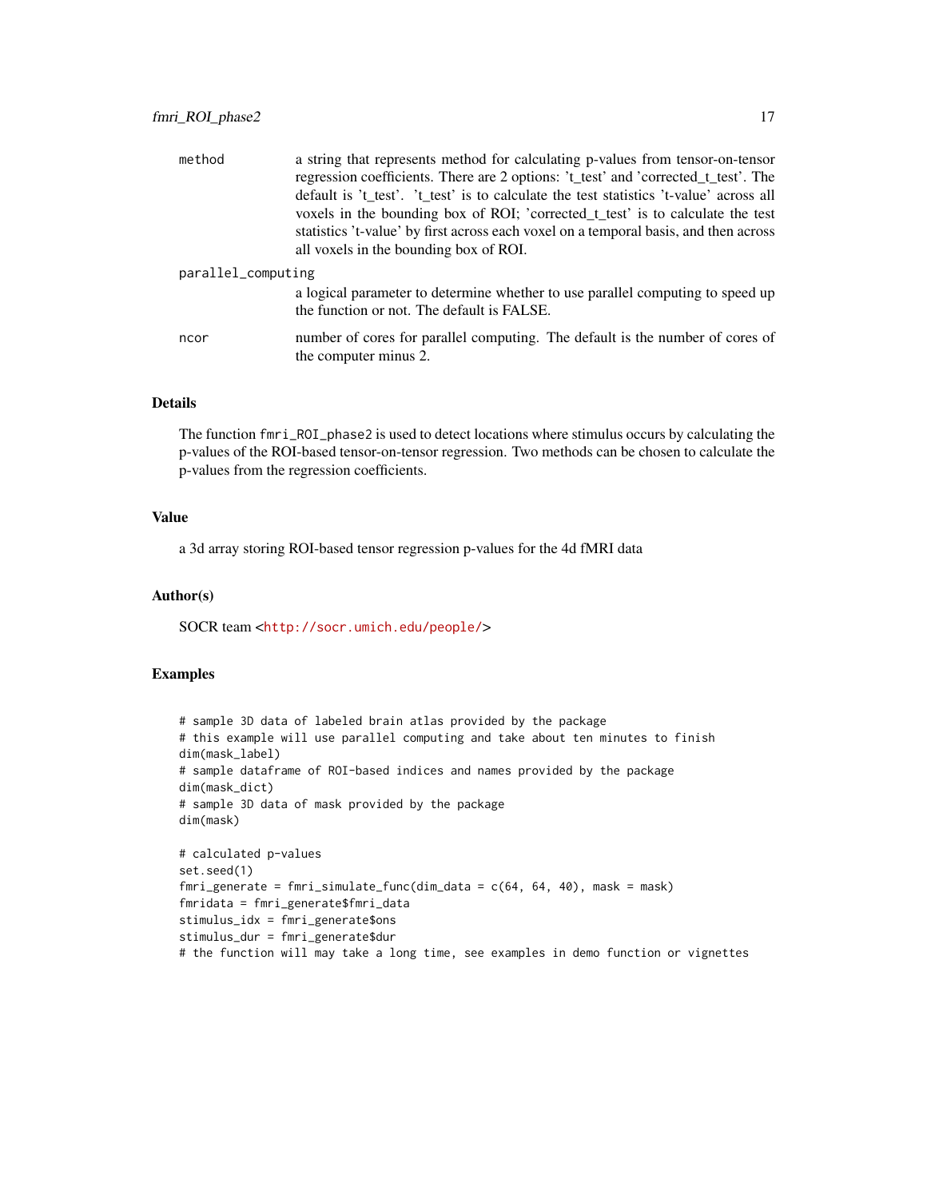| | |
|---|---|
| method | a string that represents method for calculating p-values from tensor-on-tensor regression coefficients. There are 2 options: 't_test' and 'corrected_t_test'. The default is 't_test'. 't_test' is to calculate the test statistics 't-value' across all voxels in the bounding box of ROI; 'corrected_t_test' is to calculate the test statistics 't-value' by first across each voxel on a temporal basis, and then across all voxels in the bounding box of ROI. |
| parallel_computing | a logical parameter to determine whether to use parallel computing to speed up the function or not. The default is FALSE. |
| ncor | number of cores for parallel computing. The default is the number of cores of the computer minus 2. |

## Details

The function `fmri_ROI_phase2` is used to detect locations where stimulus occurs by calculating the p-values of the ROI-based tensor-on-tensor regression. Two methods can be chosen to calculate the p-values from the regression coefficients.

## Value

a 3d array storing ROI-based tensor regression p-values for the 4d fMRI data

## Author(s)

SOCR team <http://socr.umich.edu/people/>

## Examples

```
# sample 3D data of labeled brain atlas provided by the package
# this example will use parallel computing and take about ten minutes to finish
dim(mask_label)
# sample dataframe of ROI-based indices and names provided by the package
dim(mask_dict)
# sample 3D data of mask provided by the package
dim(mask)

# calculated p-values
set.seed(1)
fmri_generate = fmri_simulate_func(dim_data = c(64, 64, 40), mask = mask)
fmridata = fmri_generate$fmri_data
stimulus_idx = fmri_generate$ons
stimulus_dur = fmri_generate$dur
# the function will may take a long time, see examples in demo function or vignettes
```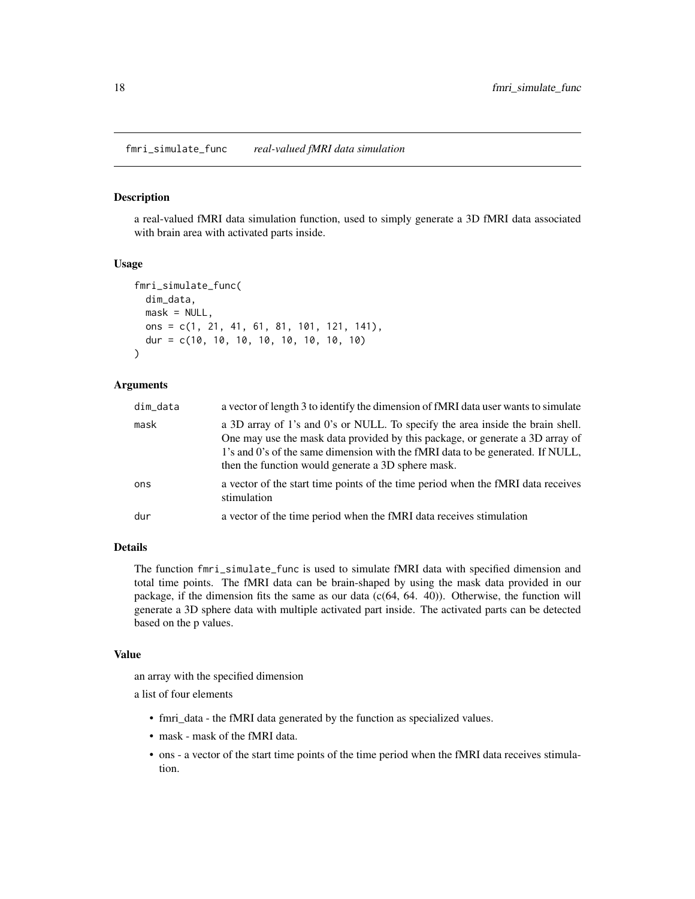## fmri_simulate_func *real-valued fMRI data simulation*

### Description

a real-valued fMRI data simulation function, used to simply generate a 3D fMRI data associated with brain area with activated parts inside.

### Usage

```
fmri_simulate_func(
  dim_data,
  mask = NULL,
  ons = c(1, 21, 41, 61, 81, 101, 121, 141),
  dur = c(10, 10, 10, 10, 10, 10, 10, 10)
)
```

### Arguments

| | |
|---|---|
| dim_data | a vector of length 3 to identify the dimension of fMRI data user wants to simulate |
| mask | a 3D array of 1's and 0's or NULL. To specify the area inside the brain shell. One may use the mask data provided by this package, or generate a 3D array of 1's and 0's of the same dimension with the fMRI data to be generated. If NULL, then the function would generate a 3D sphere mask. |
| ons | a vector of the start time points of the time period when the fMRI data receives stimulation |
| dur | a vector of the time period when the fMRI data receives stimulation |

### Details

The function fmri_simulate_func is used to simulate fMRI data with specified dimension and total time points. The fMRI data can be brain-shaped by using the mask data provided in our package, if the dimension fits the same as our data (c(64, 64. 40)). Otherwise, the function will generate a 3D sphere data with multiple activated part inside. The activated parts can be detected based on the p values.

### Value

an array with the specified dimension

a list of four elements

- fmri_data - the fMRI data generated by the function as specialized values.
- mask - mask of the fMRI data.
- ons - a vector of the start time points of the time period when the fMRI data receives stimulation.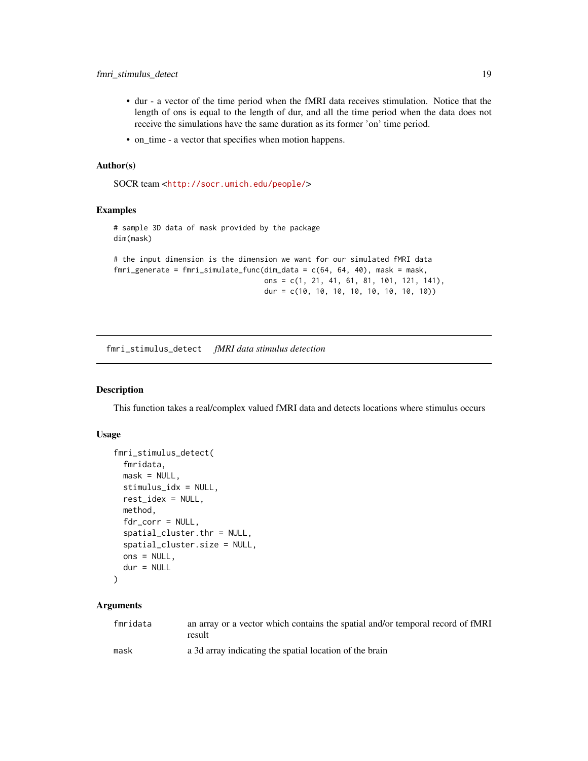- dur - a vector of the time period when the fMRI data receives stimulation. Notice that the length of ons is equal to the length of dur, and all the time period when the data does not receive the simulations have the same duration as its former 'on' time period.
- on_time - a vector that specifies when motion happens.

### Author(s)

SOCR team <http://socr.umich.edu/people/>

### Examples

```
# sample 3D data of mask provided by the package
dim(mask)

# the input dimension is the dimension we want for our simulated fMRI data
fmri_generate = fmri_simulate_func(dim_data = c(64, 64, 40), mask = mask,
                                   ons = c(1, 21, 41, 61, 81, 101, 121, 141),
                                   dur = c(10, 10, 10, 10, 10, 10, 10, 10))
```

---

## fmri_stimulus_detect    *fMRI data stimulus detection*

### Description

This function takes a real/complex valued fMRI data and detects locations where stimulus occurs

### Usage

```
fmri_stimulus_detect(
  fmridata,
  mask = NULL,
  stimulus_idx = NULL,
  rest_idex = NULL,
  method,
  fdr_corr = NULL,
  spatial_cluster.thr = NULL,
  spatial_cluster.size = NULL,
  ons = NULL,
  dur = NULL
)
```

### Arguments

| | |
|---|---|
| fmridata | an array or a vector which contains the spatial and/or temporal record of fMRI result |
| mask | a 3d array indicating the spatial location of the brain |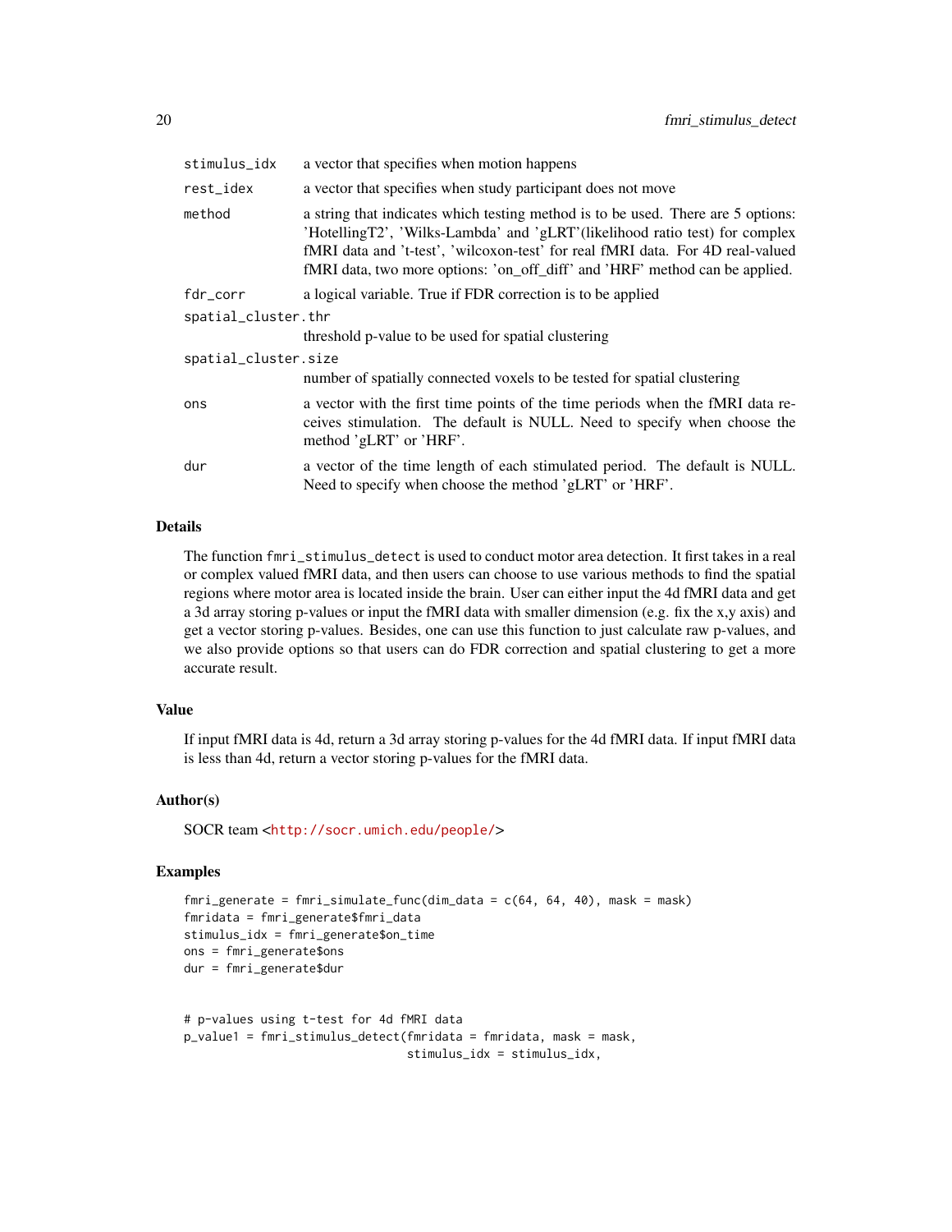| | |
|---|---|
| stimulus_idx | a vector that specifies when motion happens |
| rest_index | a vector that specifies when study participant does not move |
| method | a string that indicates which testing method is to be used. There are 5 options: 'HotellingT2', 'Wilks-Lambda' and 'gLRT'(likelihood ratio test) for complex fMRI data and 't-test', 'wilcoxon-test' for real fMRI data. For 4D real-valued fMRI data, two more options: 'on_off_diff' and 'HRF' method can be applied. |
| fdr_corr | a logical variable. True if FDR correction is to be applied |
| spatial_cluster.thr | threshold p-value to be used for spatial clustering |
| spatial_cluster.size | number of spatially connected voxels to be tested for spatial clustering |
| ons | a vector with the first time points of the time periods when the fMRI data receives stimulation. The default is NULL. Need to specify when choose the method 'gLRT' or 'HRF'. |
| dur | a vector of the time length of each stimulated period. The default is NULL. Need to specify when choose the method 'gLRT' or 'HRF'. |

### Details

The function fmri_stimulus_detect is used to conduct motor area detection. It first takes in a real or complex valued fMRI data, and then users can choose to use various methods to find the spatial regions where motor area is located inside the brain. User can either input the 4d fMRI data and get a 3d array storing p-values or input the fMRI data with smaller dimension (e.g. fix the x,y axis) and get a vector storing p-values. Besides, one can use this function to just calculate raw p-values, and we also provide options so that users can do FDR correction and spatial clustering to get a more accurate result.

### Value

If input fMRI data is 4d, return a 3d array storing p-values for the 4d fMRI data. If input fMRI data is less than 4d, return a vector storing p-values for the fMRI data.

### Author(s)

SOCR team <http://socr.umich.edu/people/>

### Examples

```
fmri_generate = fmri_simulate_func(dim_data = c(64, 64, 40), mask = mask)
fmridata = fmri_generate$fmri_data
stimulus_idx = fmri_generate$on_time
ons = fmri_generate$ons
dur = fmri_generate$dur


# p-values using t-test for 4d fMRI data
p_value1 = fmri_stimulus_detect(fmridata = fmridata, mask = mask,
                                stimulus_idx = stimulus_idx,
```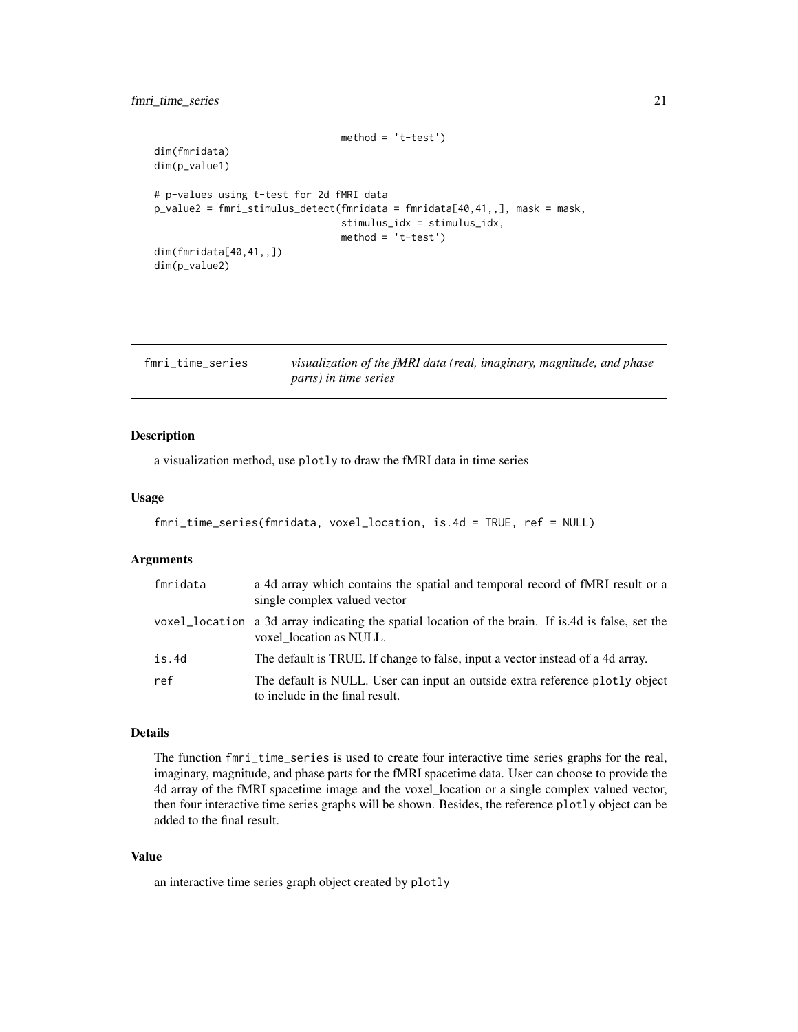```
                                method = 't-test')
dim(fmridata)
dim(p_value1)

# p-values using t-test for 2d fMRI data
p_value2 = fmri_stimulus_detect(fmridata = fmridata[40,41,,], mask = mask,
                                stimulus_idx = stimulus_idx,
                                method = 't-test')
dim(fmridata[40,41,,])
dim(p_value2)
```

---

## fmri_time_series — *visualization of the fMRI data (real, imaginary, magnitude, and phase parts) in time series*

---

### Description

a visualization method, use `plotly` to draw the fMRI data in time series

### Usage

```
fmri_time_series(fmridata, voxel_location, is.4d = TRUE, ref = NULL)
```

### Arguments

| | |
|---|---|
| `fmridata` | a 4d array which contains the spatial and temporal record of fMRI result or a single complex valued vector |
| `voxel_location` | a 3d array indicating the spatial location of the brain. If is.4d is false, set the voxel_location as NULL. |
| `is.4d` | The default is TRUE. If change to false, input a vector instead of a 4d array. |
| `ref` | The default is NULL. User can input an outside extra reference `plotly` object to include in the final result. |

### Details

The function `fmri_time_series` is used to create four interactive time series graphs for the real, imaginary, magnitude, and phase parts for the fMRI spacetime data. User can choose to provide the 4d array of the fMRI spacetime image and the voxel_location or a single complex valued vector, then four interactive time series graphs will be shown. Besides, the reference `plotly` object can be added to the final result.

### Value

an interactive time series graph object created by `plotly`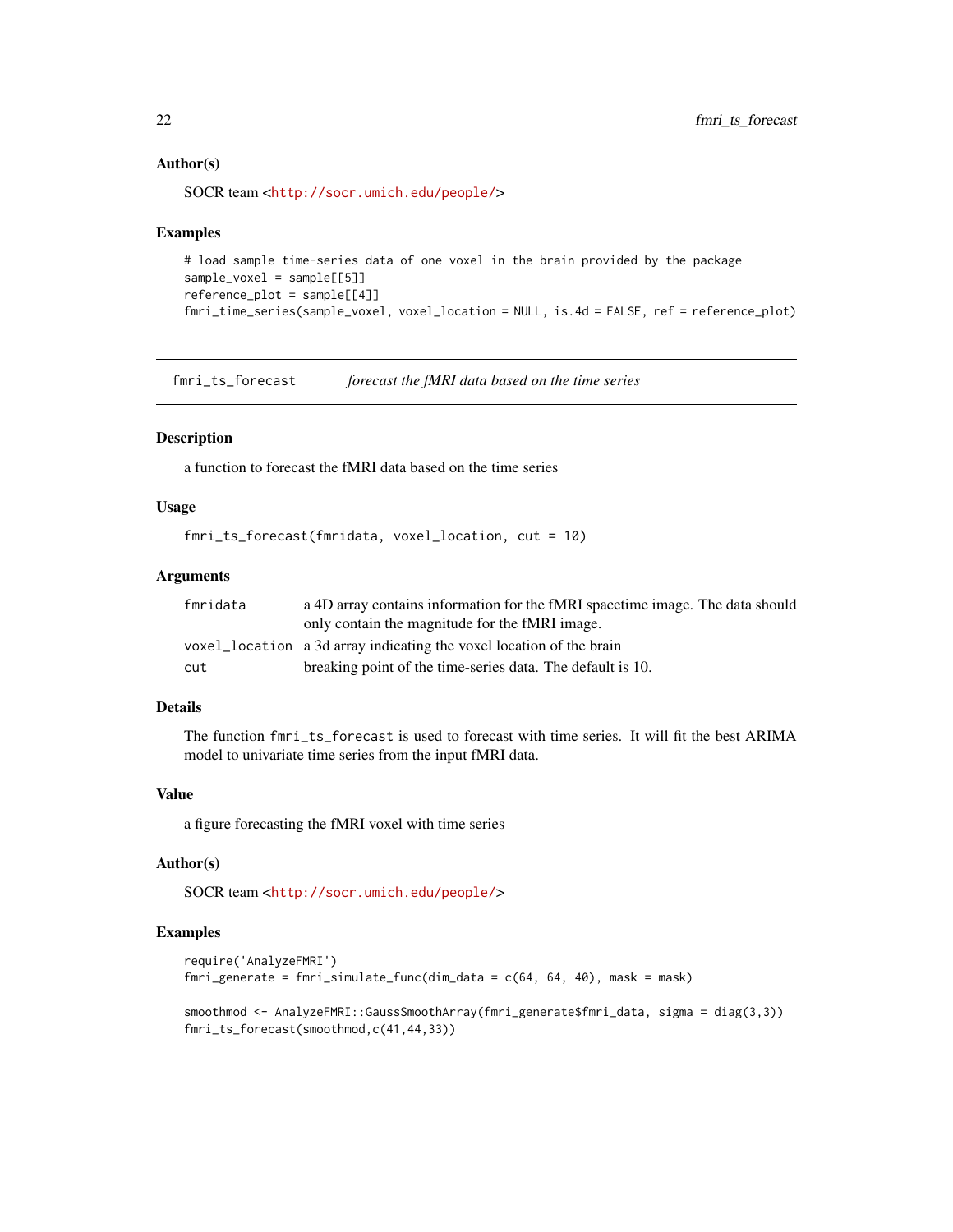### Author(s)

SOCR team <http://socr.umich.edu/people/>

### Examples

```
# load sample time-series data of one voxel in the brain provided by the package
sample_voxel = sample[[5]]
reference_plot = sample[[4]]
fmri_time_series(sample_voxel, voxel_location = NULL, is.4d = FALSE, ref = reference_plot)
```

---

## fmri_ts_forecast — *forecast the fMRI data based on the time series*

---

### Description

a function to forecast the fMRI data based on the time series

### Usage

```
fmri_ts_forecast(fmridata, voxel_location, cut = 10)
```

### Arguments

| | |
|---|---|
| fmridata | a 4D array contains information for the fMRI spacetime image. The data should only contain the magnitude for the fMRI image. |
| voxel_location | a 3d array indicating the voxel location of the brain |
| cut | breaking point of the time-series data. The default is 10. |

### Details

The function `fmri_ts_forecast` is used to forecast with time series. It will fit the best ARIMA model to univariate time series from the input fMRI data.

### Value

a figure forecasting the fMRI voxel with time series

### Author(s)

SOCR team <http://socr.umich.edu/people/>

### Examples

```
require('AnalyzeFMRI')
fmri_generate = fmri_simulate_func(dim_data = c(64, 64, 40), mask = mask)

smoothmod <- AnalyzeFMRI::GaussSmoothArray(fmri_generate$fmri_data, sigma = diag(3,3))
fmri_ts_forecast(smoothmod,c(41,44,33))
```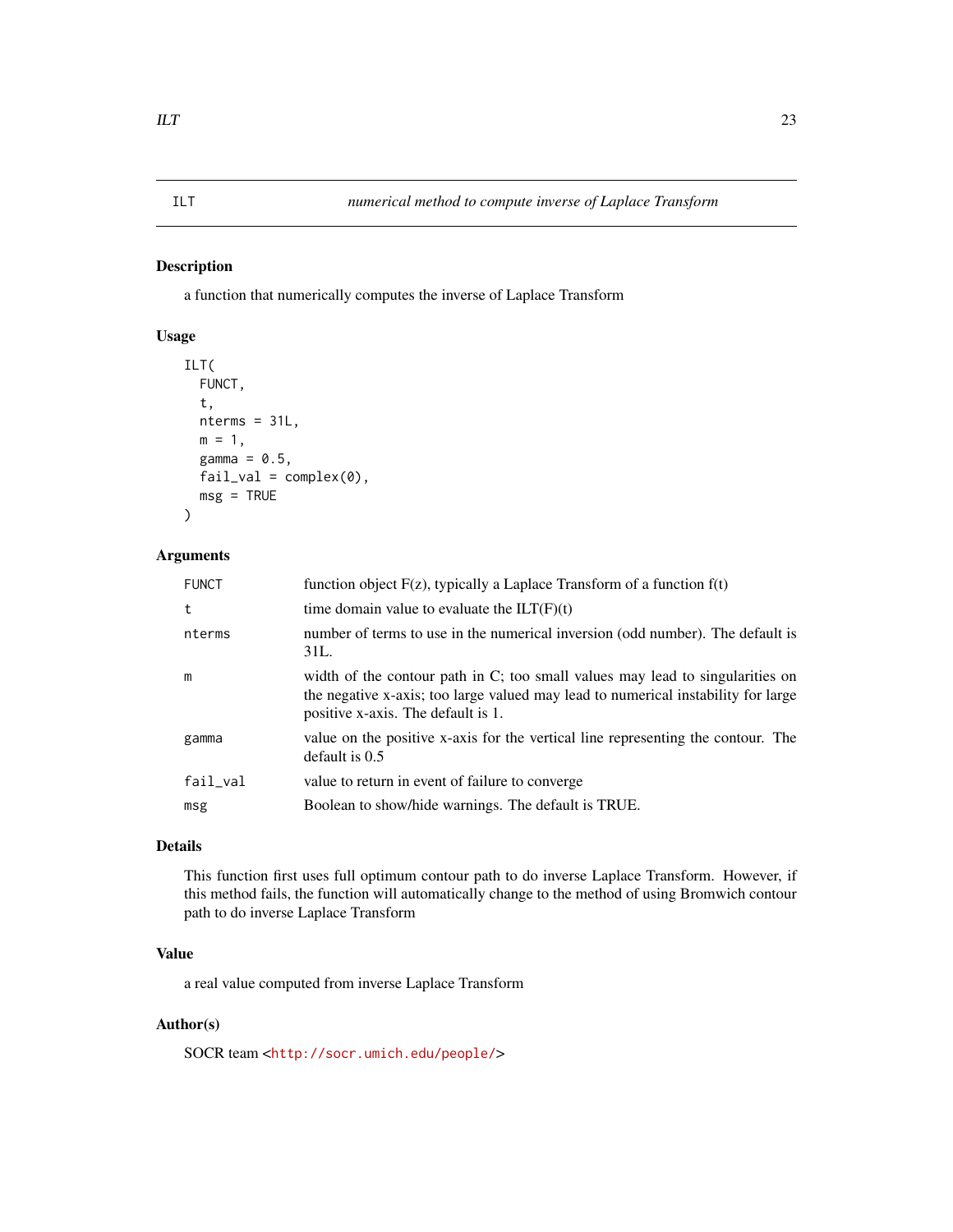## ILT — numerical method to compute inverse of Laplace Transform

### Description

a function that numerically computes the inverse of Laplace Transform

### Usage

```
ILT(
  FUNCT,
  t,
  nterms = 31L,
  m = 1,
  gamma = 0.5,
  fail_val = complex(0),
  msg = TRUE
)
```

### Arguments

| | |
|---|---|
| FUNCT | function object F(z), typically a Laplace Transform of a function f(t) |
| t | time domain value to evaluate the ILT(F)(t) |
| nterms | number of terms to use in the numerical inversion (odd number). The default is 31L. |
| m | width of the contour path in C; too small values may lead to singularities on the negative x-axis; too large valued may lead to numerical instability for large positive x-axis. The default is 1. |
| gamma | value on the positive x-axis for the vertical line representing the contour. The default is 0.5 |
| fail_val | value to return in event of failure to converge |
| msg | Boolean to show/hide warnings. The default is TRUE. |

### Details

This function first uses full optimum contour path to do inverse Laplace Transform. However, if this method fails, the function will automatically change to the method of using Bromwich contour path to do inverse Laplace Transform

### Value

a real value computed from inverse Laplace Transform

### Author(s)

SOCR team <http://socr.umich.edu/people/>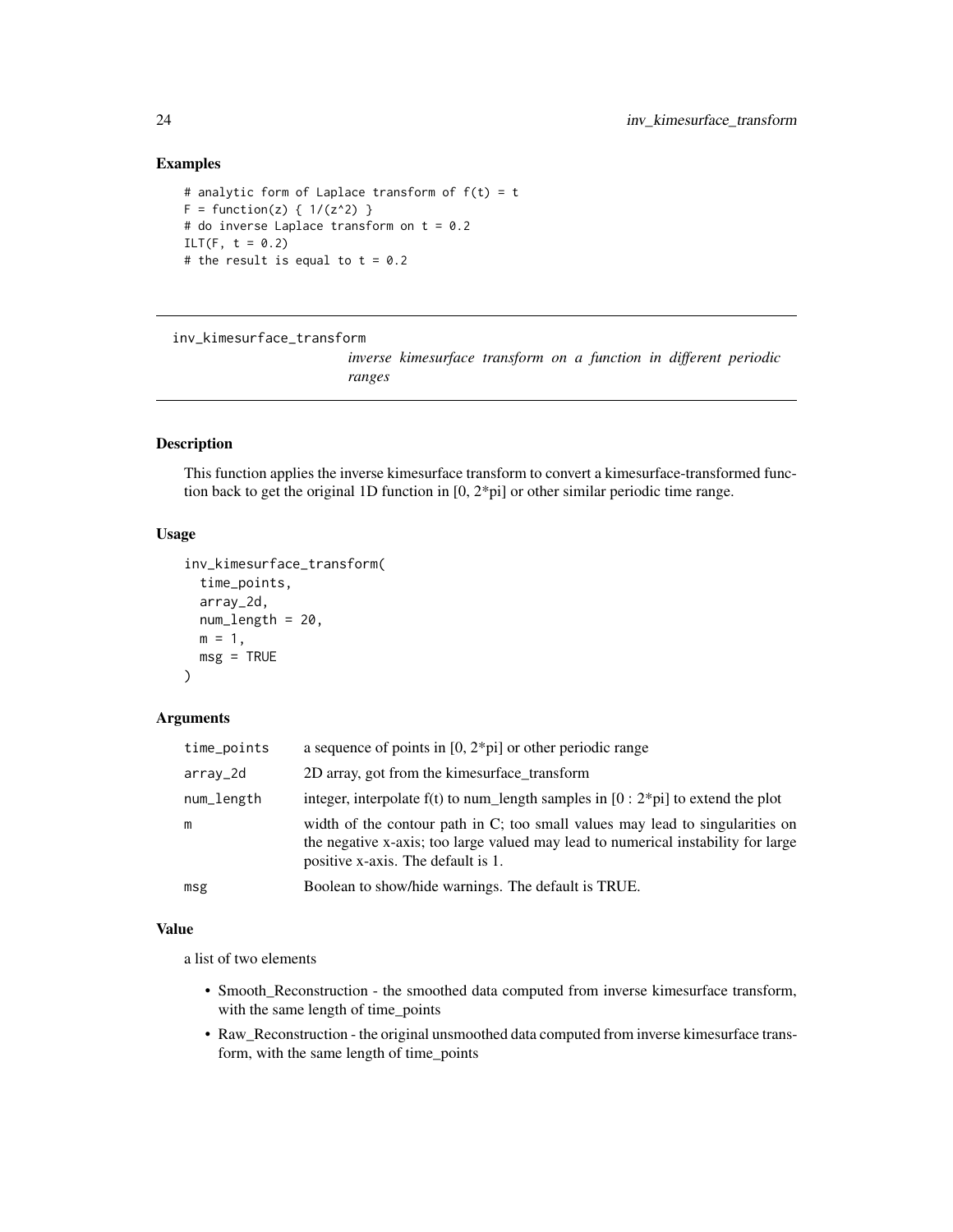## Examples

```
# analytic form of Laplace transform of f(t) = t
F = function(z) { 1/(z^2) }
# do inverse Laplace transform on t = 0.2
ILT(F, t = 0.2)
# the result is equal to t = 0.2
```

---

## inv_kimesurface_transform

*inverse kimesurface transform on a function in different periodic ranges*

---

### Description

This function applies the inverse kimesurface transform to convert a kimesurface-transformed function back to get the original 1D function in [0, 2*pi] or other similar periodic time range.

### Usage

```
inv_kimesurface_transform(
  time_points,
  array_2d,
  num_length = 20,
  m = 1,
  msg = TRUE
)
```

### Arguments

| | |
|---|---|
| time_points | a sequence of points in [0, 2*pi] or other periodic range |
| array_2d | 2D array, got from the kimesurface_transform |
| num_length | integer, interpolate f(t) to num_length samples in [0 : 2*pi] to extend the plot |
| m | width of the contour path in C; too small values may lead to singularities on the negative x-axis; too large valued may lead to numerical instability for large positive x-axis. The default is 1. |
| msg | Boolean to show/hide warnings. The default is TRUE. |

### Value

a list of two elements

- Smooth_Reconstruction - the smoothed data computed from inverse kimesurface transform, with the same length of time_points
- Raw_Reconstruction - the original unsmoothed data computed from inverse kimesurface transform, with the same length of time_points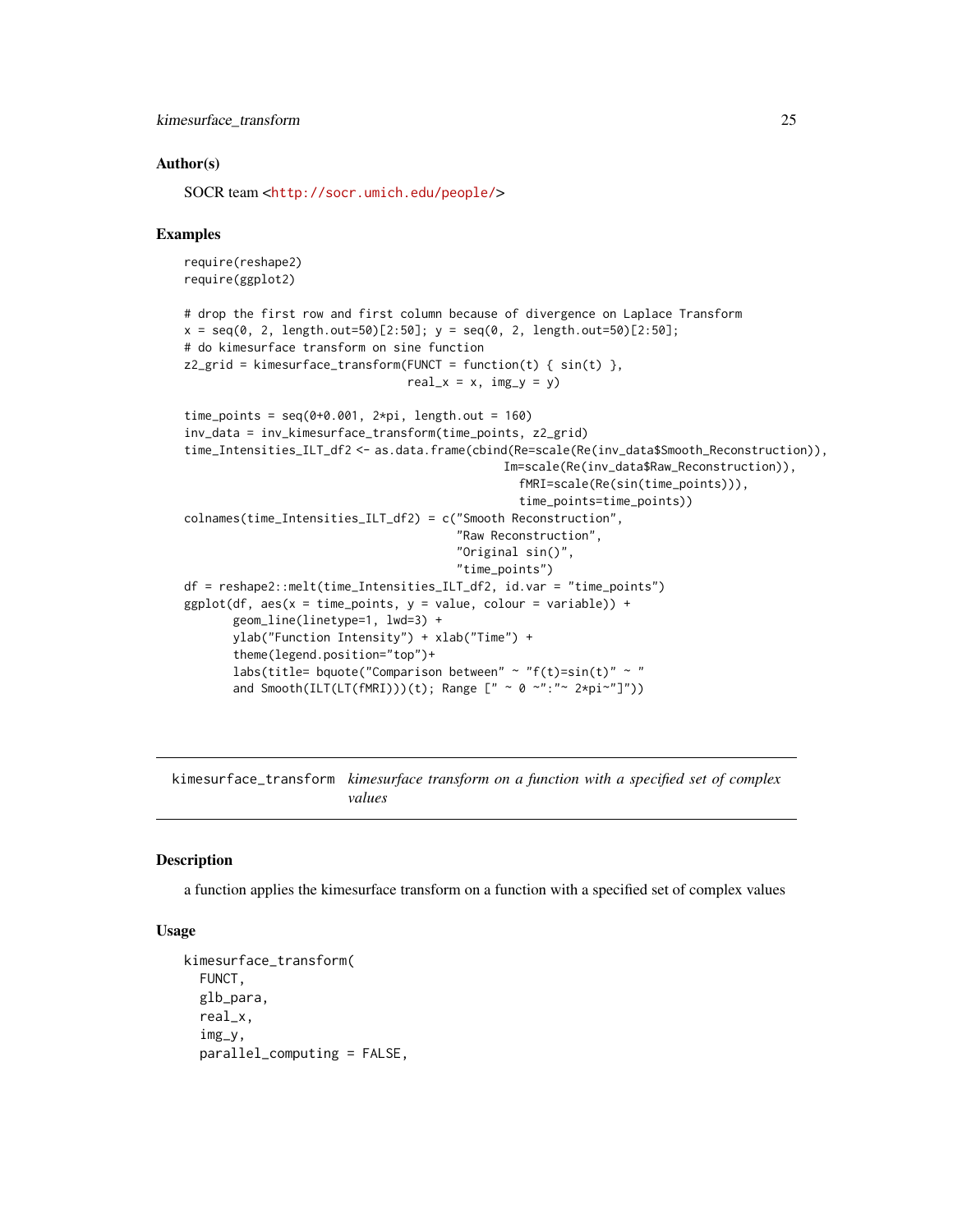## Author(s)

SOCR team <http://socr.umich.edu/people/>

## Examples

```
require(reshape2)
require(ggplot2)

# drop the first row and first column because of divergence on Laplace Transform
x = seq(0, 2, length.out=50)[2:50]; y = seq(0, 2, length.out=50)[2:50];
# do kimesurface transform on sine function
z2_grid = kimesurface_transform(FUNCT = function(t) { sin(t) },
                                real_x = x, img_y = y)

time_points = seq(0+0.001, 2*pi, length.out = 160)
inv_data = inv_kimesurface_transform(time_points, z2_grid)
time_Intensities_ILT_df2 <- as.data.frame(cbind(Re=scale(Re(inv_data$Smooth_Reconstruction)),
                                                Im=scale(Re(inv_data$Raw_Reconstruction)),
                                                  fMRI=scale(Re(sin(time_points))),
                                                  time_points=time_points))
colnames(time_Intensities_ILT_df2) = c("Smooth Reconstruction",
                                       "Raw Reconstruction",
                                       "Original sin()",
                                       "time_points")
df = reshape2::melt(time_Intensities_ILT_df2, id.var = "time_points")
ggplot(df, aes(x = time_points, y = value, colour = variable)) +
       geom_line(linetype=1, lwd=3) +
       ylab("Function Intensity") + xlab("Time") +
       theme(legend.position="top")+
       labs(title= bquote("Comparison between" ~ "f(t)=sin(t)" ~ "
       and Smooth(ILT(LT(fMRI)))(t); Range [" ~ 0 ~":"~ 2*pi~"]"))
```

---

# kimesurface_transform *kimesurface transform on a function with a specified set of complex values*

## Description

a function applies the kimesurface transform on a function with a specified set of complex values

## Usage

```
kimesurface_transform(
  FUNCT,
  glb_para,
  real_x,
  img_y,
  parallel_computing = FALSE,
```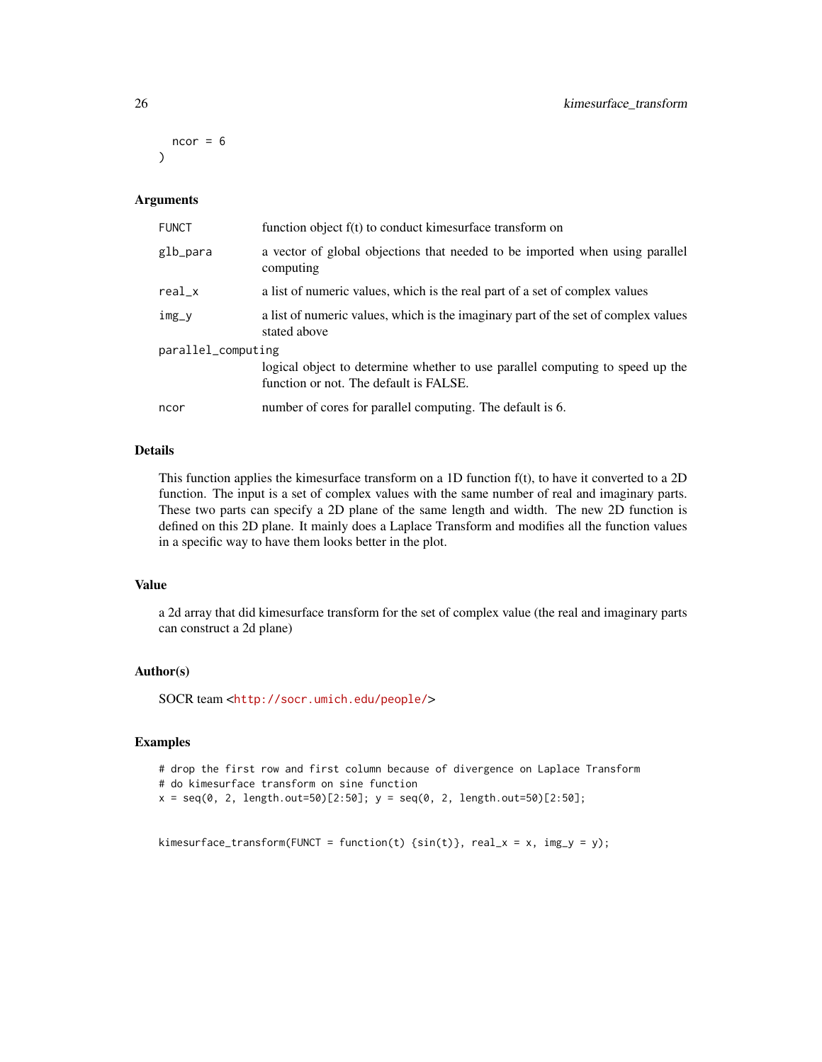```
  ncor = 6
)
```

### Arguments

| | |
|---|---|
| FUNCT | function object f(t) to conduct kimesurface transform on |
| glb_para | a vector of global objections that needed to be imported when using parallel computing |
| real_x | a list of numeric values, which is the real part of a set of complex values |
| img_y | a list of numeric values, which is the imaginary part of the set of complex values stated above |
| parallel_computing | logical object to determine whether to use parallel computing to speed up the function or not. The default is FALSE. |
| ncor | number of cores for parallel computing. The default is 6. |

### Details

This function applies the kimesurface transform on a 1D function f(t), to have it converted to a 2D function. The input is a set of complex values with the same number of real and imaginary parts. These two parts can specify a 2D plane of the same length and width. The new 2D function is defined on this 2D plane. It mainly does a Laplace Transform and modifies all the function values in a specific way to have them looks better in the plot.

### Value

a 2d array that did kimesurface transform for the set of complex value (the real and imaginary parts can construct a 2d plane)

### Author(s)

SOCR team <http://socr.umich.edu/people/>

### Examples

```
# drop the first row and first column because of divergence on Laplace Transform
# do kimesurface transform on sine function
x = seq(0, 2, length.out=50)[2:50]; y = seq(0, 2, length.out=50)[2:50];


kimesurface_transform(FUNCT = function(t) {sin(t)}, real_x = x, img_y = y);
```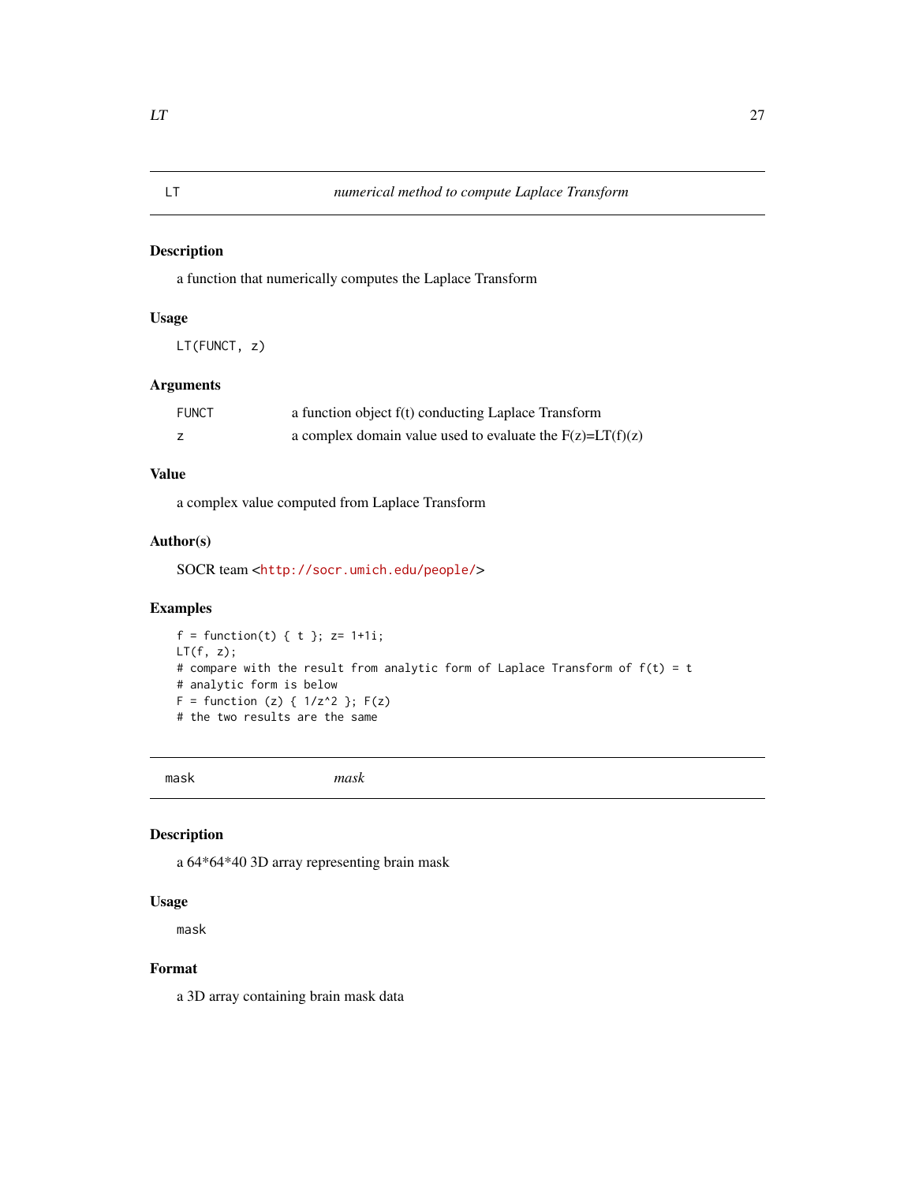## LT — *numerical method to compute Laplace Transform*

### Description

a function that numerically computes the Laplace Transform

### Usage

```
LT(FUNCT, z)
```

### Arguments

| | |
|---|---|
| FUNCT | a function object f(t) conducting Laplace Transform |
| z | a complex domain value used to evaluate the F(z)=LT(f)(z) |

### Value

a complex value computed from Laplace Transform

### Author(s)

SOCR team <http://socr.umich.edu/people/>

### Examples

```
f = function(t) { t }; z= 1+1i;
LT(f, z);
# compare with the result from analytic form of Laplace Transform of f(t) = t
# analytic form is below
F = function (z) { 1/z^2 }; F(z)
# the two results are the same
```

## mask — *mask*

### Description

a 64*64*40 3D array representing brain mask

### Usage

```
mask
```

### Format

a 3D array containing brain mask data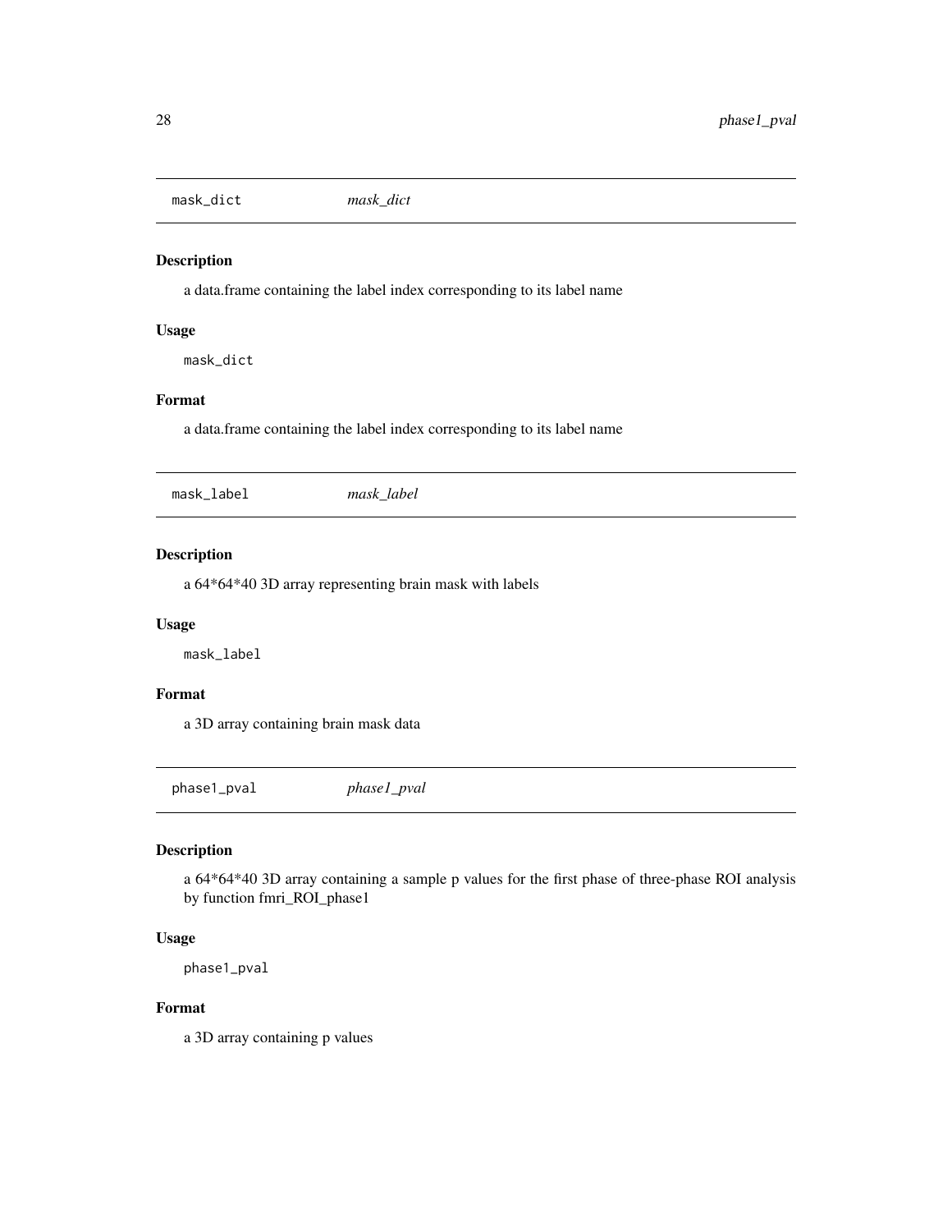## `mask_dict` *mask_dict*

### Description

a data.frame containing the label index corresponding to its label name

### Usage

```
mask_dict
```

### Format

a data.frame containing the label index corresponding to its label name

## `mask_label` *mask_label*

### Description

a 64*64*40 3D array representing brain mask with labels

### Usage

```
mask_label
```

### Format

a 3D array containing brain mask data

## `phase1_pval` *phase1_pval*

### Description

a 64*64*40 3D array containing a sample p values for the first phase of three-phase ROI analysis by function fmri_ROI_phase1

### Usage

```
phase1_pval
```

### Format

a 3D array containing p values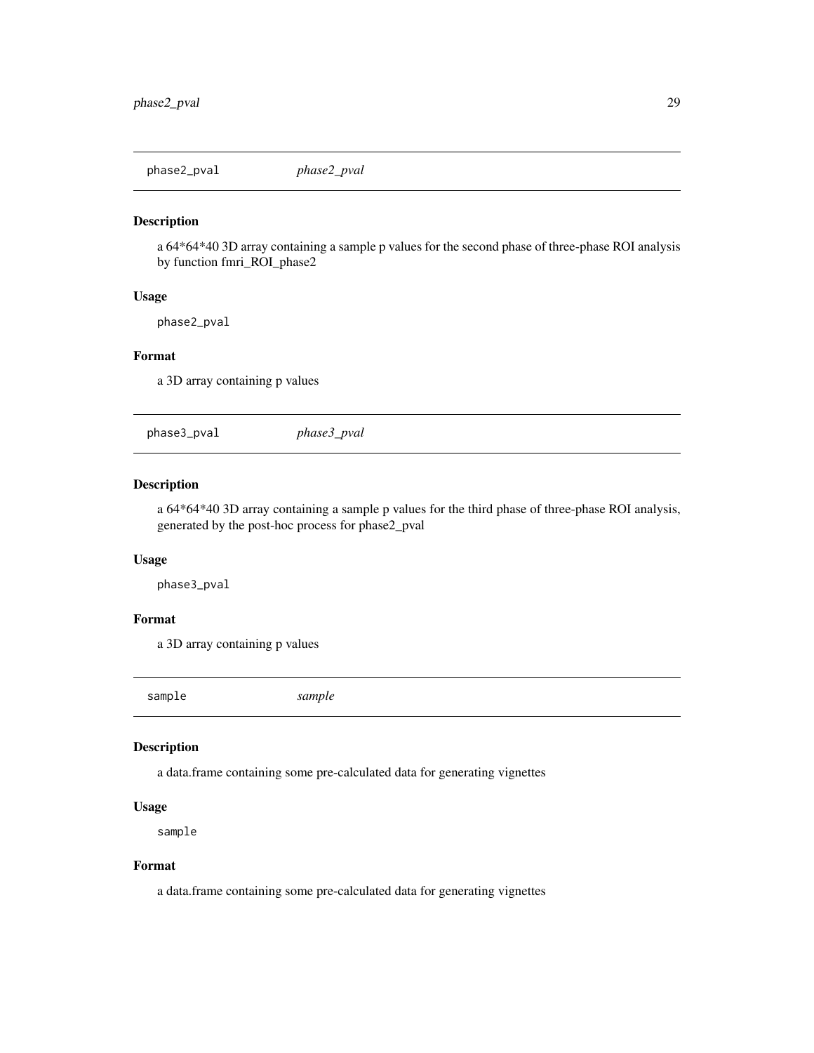## phase2_pval *phase2_pval*

### Description

a 64*64*40 3D array containing a sample p values for the second phase of three-phase ROI analysis by function fmri_ROI_phase2

### Usage

```
phase2_pval
```

### Format

a 3D array containing p values

## phase3_pval *phase3_pval*

### Description

a 64*64*40 3D array containing a sample p values for the third phase of three-phase ROI analysis, generated by the post-hoc process for phase2_pval

### Usage

```
phase3_pval
```

### Format

a 3D array containing p values

## sample *sample*

### Description

a data.frame containing some pre-calculated data for generating vignettes

### Usage

```
sample
```

### Format

a data.frame containing some pre-calculated data for generating vignettes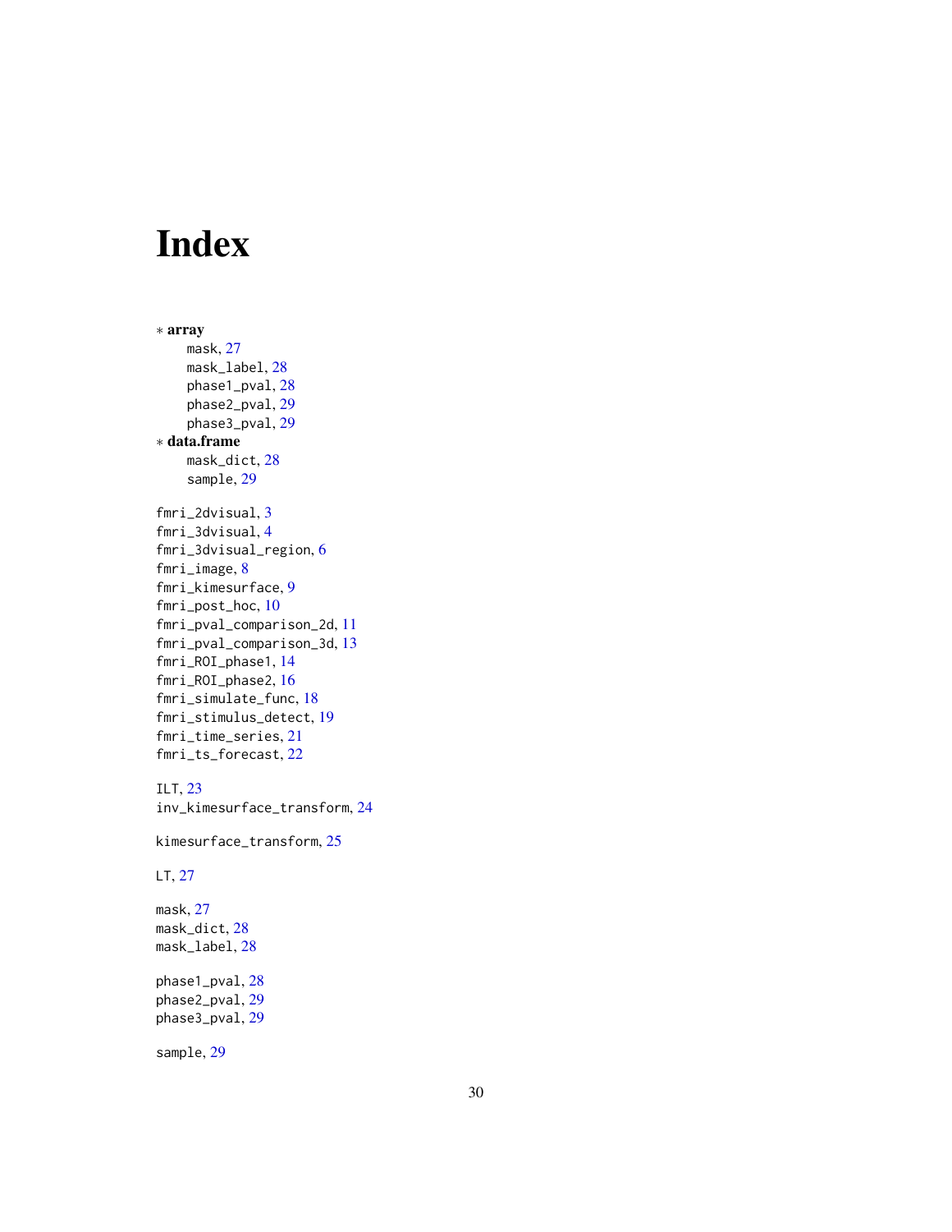# Index

∗ **array**
  mask, 27
  mask_label, 28
  phase1_pval, 28
  phase2_pval, 29
  phase3_pval, 29

∗ **data.frame**
  mask_dict, 28
  sample, 29

fmri_2dvisual, 3
fmri_3dvisual, 4
fmri_3dvisual_region, 6
fmri_image, 8
fmri_kimesurface, 9
fmri_post_hoc, 10
fmri_pval_comparison_2d, 11
fmri_pval_comparison_3d, 13
fmri_ROI_phase1, 14
fmri_ROI_phase2, 16
fmri_simulate_func, 18
fmri_stimulus_detect, 19
fmri_time_series, 21
fmri_ts_forecast, 22

ILT, 23
inv_kimesurface_transform, 24

kimesurface_transform, 25

LT, 27

mask, 27
mask_dict, 28
mask_label, 28

phase1_pval, 28
phase2_pval, 29
phase3_pval, 29

sample, 29